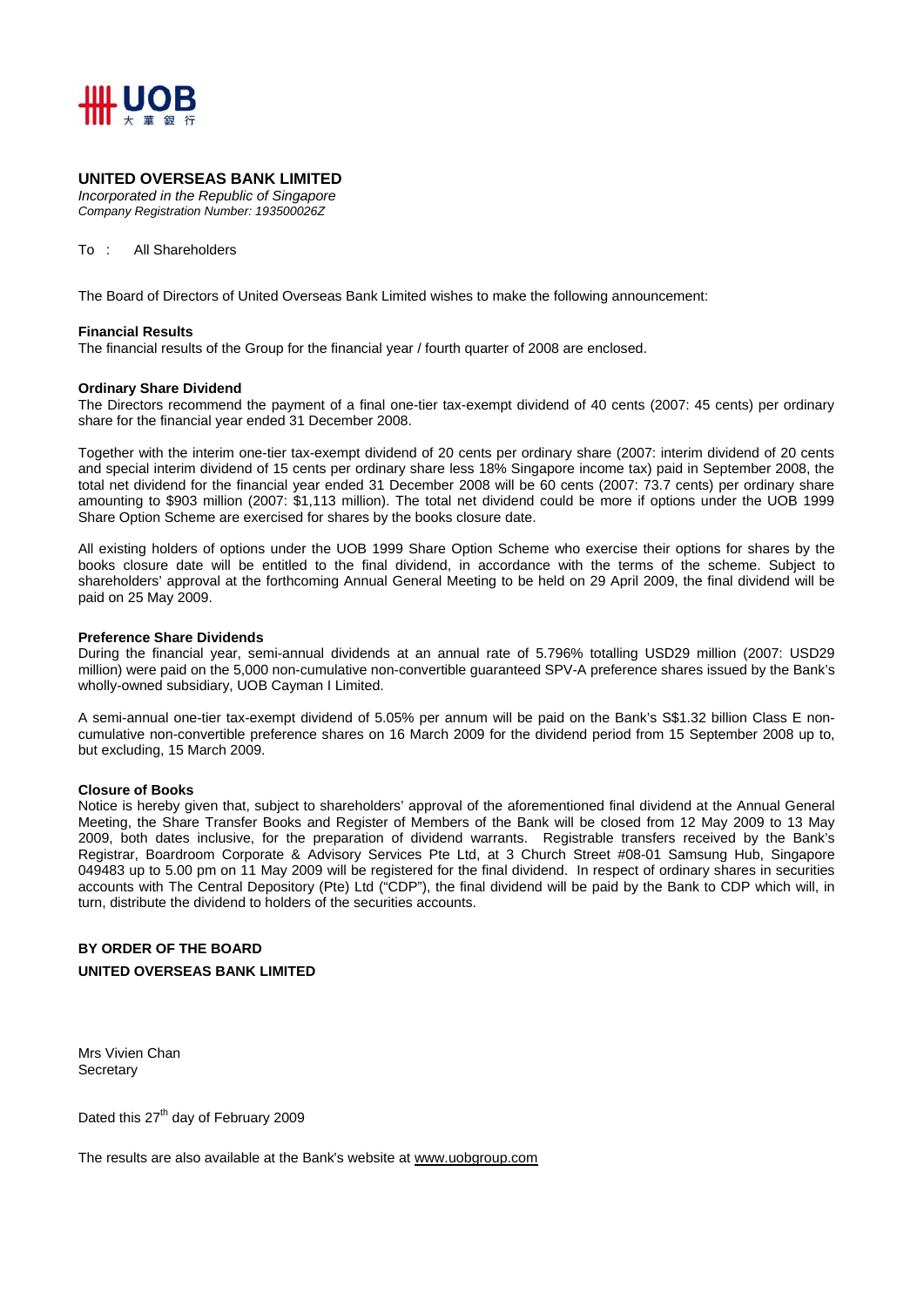**UNITED OVERSEAS BANK LIMITED**
*Incorporated in the Republic of Singapore*
*Company Registration Number: 193500026Z*

To : All Shareholders

The Board of Directors of United Overseas Bank Limited wishes to make the following announcement:

**Financial Results**
The financial results of the Group for the financial year / fourth quarter of 2008 are enclosed.

**Ordinary Share Dividend**
The Directors recommend the payment of a final one-tier tax-exempt dividend of 40 cents (2007: 45 cents) per ordinary share for the financial year ended 31 December 2008.

Together with the interim one-tier tax-exempt dividend of 20 cents per ordinary share (2007: interim dividend of 20 cents and special interim dividend of 15 cents per ordinary share less 18% Singapore income tax) paid in September 2008, the total net dividend for the financial year ended 31 December 2008 will be 60 cents (2007: 73.7 cents) per ordinary share amounting to $903 million (2007: $1,113 million). The total net dividend could be more if options under the UOB 1999 Share Option Scheme are exercised for shares by the books closure date.

All existing holders of options under the UOB 1999 Share Option Scheme who exercise their options for shares by the books closure date will be entitled to the final dividend, in accordance with the terms of the scheme. Subject to shareholders' approval at the forthcoming Annual General Meeting to be held on 29 April 2009, the final dividend will be paid on 25 May 2009.

**Preference Share Dividends**
During the financial year, semi-annual dividends at an annual rate of 5.796% totalling USD29 million (2007: USD29 million) were paid on the 5,000 non-cumulative non-convertible guaranteed SPV-A preference shares issued by the Bank's wholly-owned subsidiary, UOB Cayman I Limited.

A semi-annual one-tier tax-exempt dividend of 5.05% per annum will be paid on the Bank's S$1.32 billion Class E non-cumulative non-convertible preference shares on 16 March 2009 for the dividend period from 15 September 2008 up to, but excluding, 15 March 2009.

**Closure of Books**
Notice is hereby given that, subject to shareholders' approval of the aforementioned final dividend at the Annual General Meeting, the Share Transfer Books and Register of Members of the Bank will be closed from 12 May 2009 to 13 May 2009, both dates inclusive, for the preparation of dividend warrants. Registrable transfers received by the Bank's Registrar, Boardroom Corporate & Advisory Services Pte Ltd, at 3 Church Street #08-01 Samsung Hub, Singapore 049483 up to 5.00 pm on 11 May 2009 will be registered for the final dividend. In respect of ordinary shares in securities accounts with The Central Depository (Pte) Ltd ("CDP"), the final dividend will be paid by the Bank to CDP which will, in turn, distribute the dividend to holders of the securities accounts.

**BY ORDER OF THE BOARD**
**UNITED OVERSEAS BANK LIMITED**

Mrs Vivien Chan
Secretary

Dated this 27th day of February 2009

The results are also available at the Bank's website at www.uobgroup.com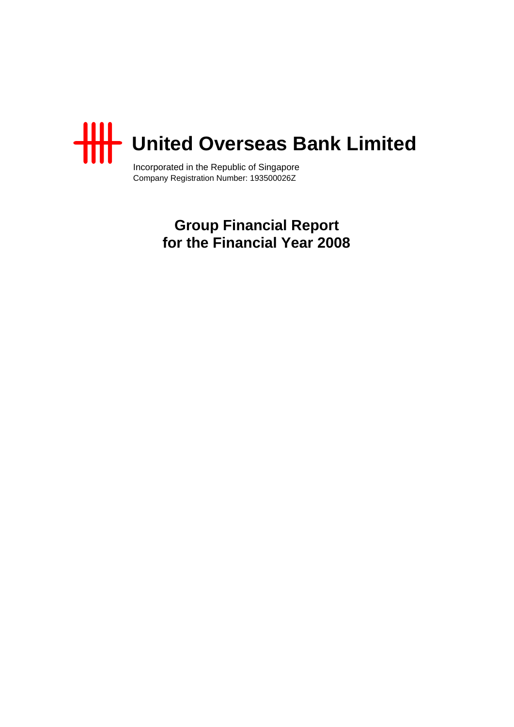# United Overseas Bank Limited

Incorporated in the Republic of Singapore
Company Registration Number: 193500026Z

## Group Financial Report for the Financial Year 2008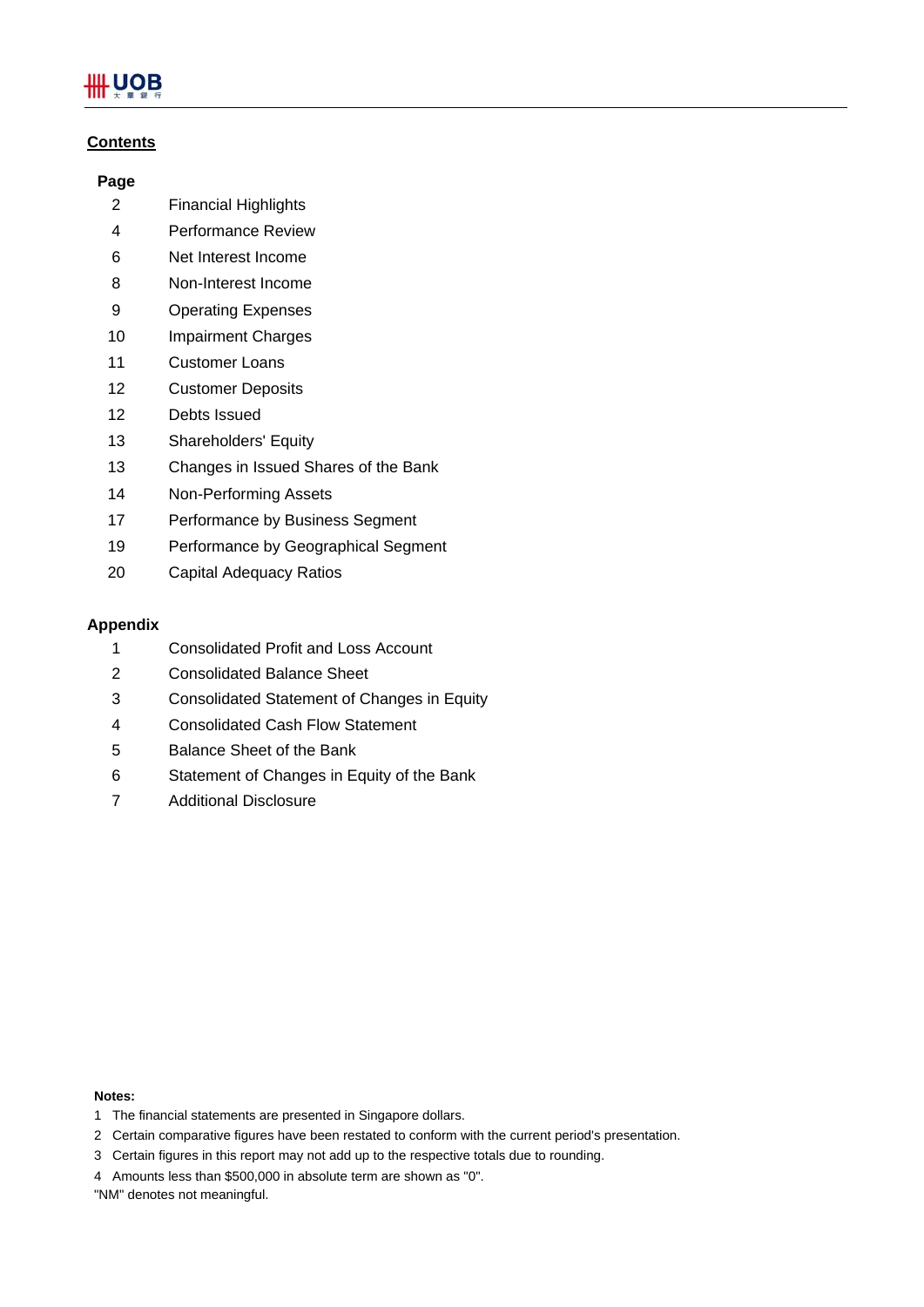## Contents

| Page | |
|---|---|
| 2 | Financial Highlights |
| 4 | Performance Review |
| 6 | Net Interest Income |
| 8 | Non-Interest Income |
| 9 | Operating Expenses |
| 10 | Impairment Charges |
| 11 | Customer Loans |
| 12 | Customer Deposits |
| 12 | Debts Issued |
| 13 | Shareholders' Equity |
| 13 | Changes in Issued Shares of the Bank |
| 14 | Non-Performing Assets |
| 17 | Performance by Business Segment |
| 19 | Performance by Geographical Segment |
| 20 | Capital Adequacy Ratios |

**Appendix**

| | |
|---|---|
| 1 | Consolidated Profit and Loss Account |
| 2 | Consolidated Balance Sheet |
| 3 | Consolidated Statement of Changes in Equity |
| 4 | Consolidated Cash Flow Statement |
| 5 | Balance Sheet of the Bank |
| 6 | Statement of Changes in Equity of the Bank |
| 7 | Additional Disclosure |

**Notes:**

1 The financial statements are presented in Singapore dollars.

2 Certain comparative figures have been restated to conform with the current period's presentation.

3 Certain figures in this report may not add up to the respective totals due to rounding.

4 Amounts less than $500,000 in absolute term are shown as "0".

"NM" denotes not meaningful.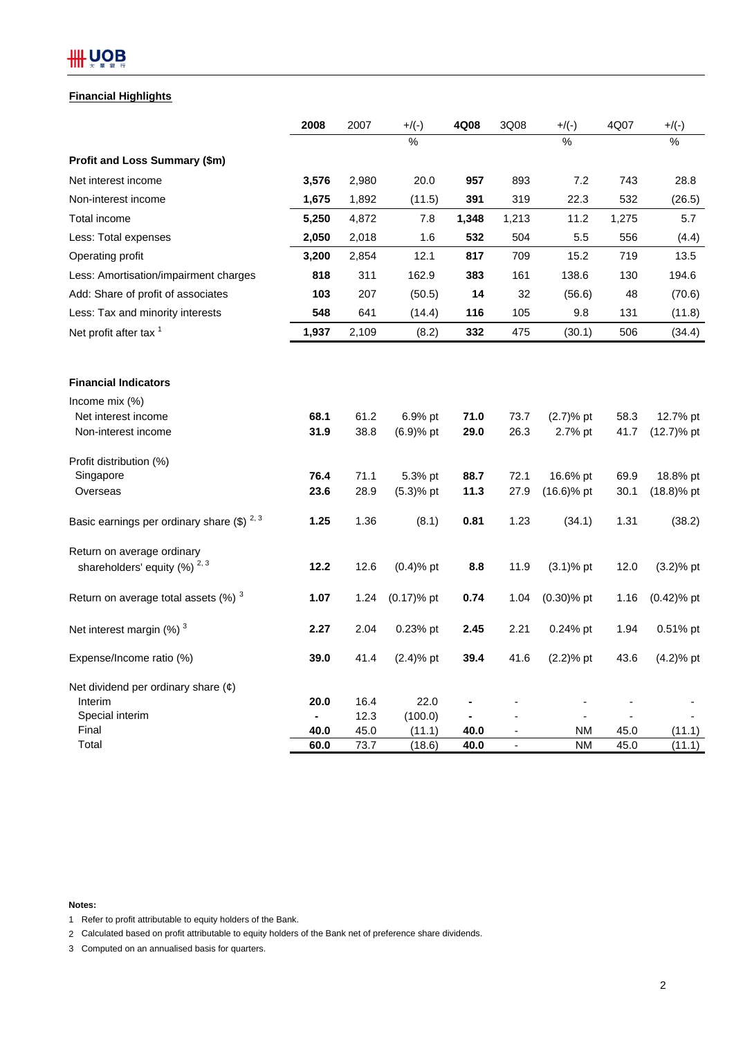## Financial Highlights

| | 2008 | 2007 | +/(-) | 4Q08 | 3Q08 | +/(-) | 4Q07 | +/(-) |
|---|---|---|---|---|---|---|---|---|
| | | | % | | | % | | % |
| **Profit and Loss Summary ($m)** | | | | | | | | |
| Net interest income | **3,576** | 2,980 | 20.0 | **957** | 893 | 7.2 | 743 | 28.8 |
| Non-interest income | **1,675** | 1,892 | (11.5) | **391** | 319 | 22.3 | 532 | (26.5) |
| Total income | **5,250** | 4,872 | 7.8 | **1,348** | 1,213 | 11.2 | 1,275 | 5.7 |
| Less: Total expenses | **2,050** | 2,018 | 1.6 | **532** | 504 | 5.5 | 556 | (4.4) |
| Operating profit | **3,200** | 2,854 | 12.1 | **817** | 709 | 15.2 | 719 | 13.5 |
| Less: Amortisation/impairment charges | **818** | 311 | 162.9 | **383** | 161 | 138.6 | 130 | 194.6 |
| Add: Share of profit of associates | **103** | 207 | (50.5) | **14** | 32 | (56.6) | 48 | (70.6) |
| Less: Tax and minority interests | **548** | 641 | (14.4) | **116** | 105 | 9.8 | 131 | (11.8) |
| Net profit after tax [1] | **1,937** | 2,109 | (8.2) | **332** | 475 | (30.1) | 506 | (34.4) |
| | | | | | | | | |
| **Financial Indicators** | | | | | | | | |
| Income mix (%) | | | | | | | | |
| Net interest income | **68.1** | 61.2 | 6.9% pt | **71.0** | 73.7 | (2.7)% pt | 58.3 | 12.7% pt |
| Non-interest income | **31.9** | 38.8 | (6.9)% pt | **29.0** | 26.3 | 2.7% pt | 41.7 | (12.7)% pt |
| Profit distribution (%) | | | | | | | | |
| Singapore | **76.4** | 71.1 | 5.3% pt | **88.7** | 72.1 | 16.6% pt | 69.9 | 18.8% pt |
| Overseas | **23.6** | 28.9 | (5.3)% pt | **11.3** | 27.9 | (16.6)% pt | 30.1 | (18.8)% pt |
| Basic earnings per ordinary share ($) [2, 3] | **1.25** | 1.36 | (8.1) | **0.81** | 1.23 | (34.1) | 1.31 | (38.2) |
| Return on average ordinary shareholders' equity (%) [2, 3] | **12.2** | 12.6 | (0.4)% pt | **8.8** | 11.9 | (3.1)% pt | 12.0 | (3.2)% pt |
| Return on average total assets (%) [3] | **1.07** | 1.24 | (0.17)% pt | **0.74** | 1.04 | (0.30)% pt | 1.16 | (0.42)% pt |
| Net interest margin (%) [3] | **2.27** | 2.04 | 0.23% pt | **2.45** | 2.21 | 0.24% pt | 1.94 | 0.51% pt |
| Expense/Income ratio (%) | **39.0** | 41.4 | (2.4)% pt | **39.4** | 41.6 | (2.2)% pt | 43.6 | (4.2)% pt |
| Net dividend per ordinary share (¢) | | | | | | | | |
| Interim | **20.0** | 16.4 | 22.0 | **-** | - | - | - | - |
| Special interim | **-** | 12.3 | (100.0) | **-** | - | - | - | - |
| Final | **40.0** | 45.0 | (11.1) | **40.0** | - | NM | 45.0 | (11.1) |
| Total | **60.0** | 73.7 | (18.6) | **40.0** | - | NM | 45.0 | (11.1) |

**Notes:**

1 Refer to profit attributable to equity holders of the Bank.

2 Calculated based on profit attributable to equity holders of the Bank net of preference share dividends.

3 Computed on an annualised basis for quarters.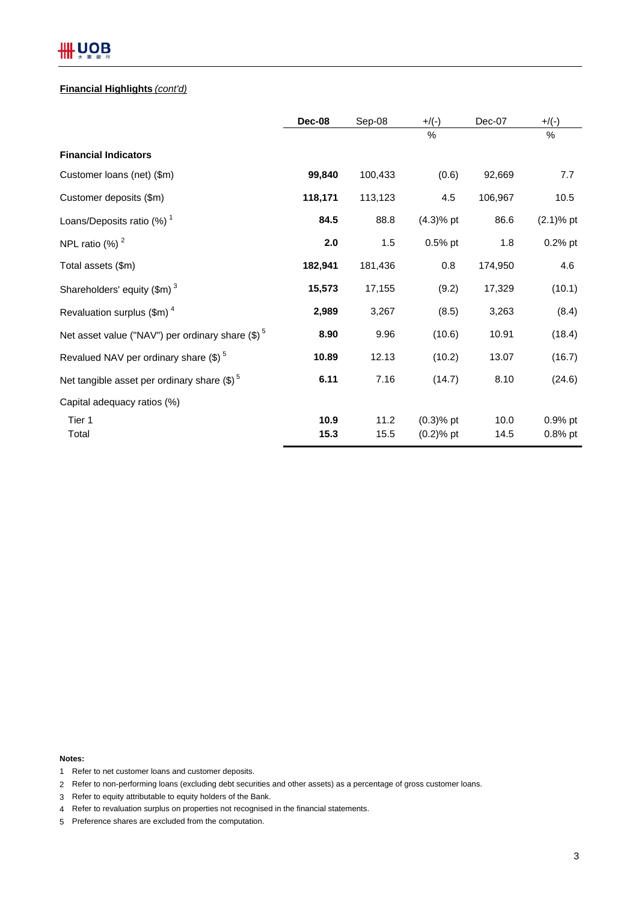**Financial Highlights** *(cont'd)*

| | **Dec-08** | Sep-08 | +/(-) % | Dec-07 | +/(-) % |
|---|---|---|---|---|---|
| **Financial Indicators** | | | | | |
| Customer loans (net) ($m) | **99,840** | 100,433 | (0.6) | 92,669 | 7.7 |
| Customer deposits ($m) | **118,171** | 113,123 | 4.5 | 106,967 | 10.5 |
| Loans/Deposits ratio (%) [1] | **84.5** | 88.8 | (4.3)% pt | 86.6 | (2.1)% pt |
| NPL ratio (%) [2] | **2.0** | 1.5 | 0.5% pt | 1.8 | 0.2% pt |
| Total assets ($m) | **182,941** | 181,436 | 0.8 | 174,950 | 4.6 |
| Shareholders' equity ($m) [3] | **15,573** | 17,155 | (9.2) | 17,329 | (10.1) |
| Revaluation surplus ($m) [4] | **2,989** | 3,267 | (8.5) | 3,263 | (8.4) |
| Net asset value ("NAV") per ordinary share ($) [5] | **8.90** | 9.96 | (10.6) | 10.91 | (18.4) |
| Revalued NAV per ordinary share ($) [5] | **10.89** | 12.13 | (10.2) | 13.07 | (16.7) |
| Net tangible asset per ordinary share ($) [5] | **6.11** | 7.16 | (14.7) | 8.10 | (24.6) |
| Capital adequacy ratios (%) | | | | | |
| Tier 1 | **10.9** | 11.2 | (0.3)% pt | 10.0 | 0.9% pt |
| Total | **15.3** | 15.5 | (0.2)% pt | 14.5 | 0.8% pt |

**Notes:**

1 Refer to net customer loans and customer deposits.

2 Refer to non-performing loans (excluding debt securities and other assets) as a percentage of gross customer loans.

3 Refer to equity attributable to equity holders of the Bank.

4 Refer to revaluation surplus on properties not recognised in the financial statements.

5 Preference shares are excluded from the computation.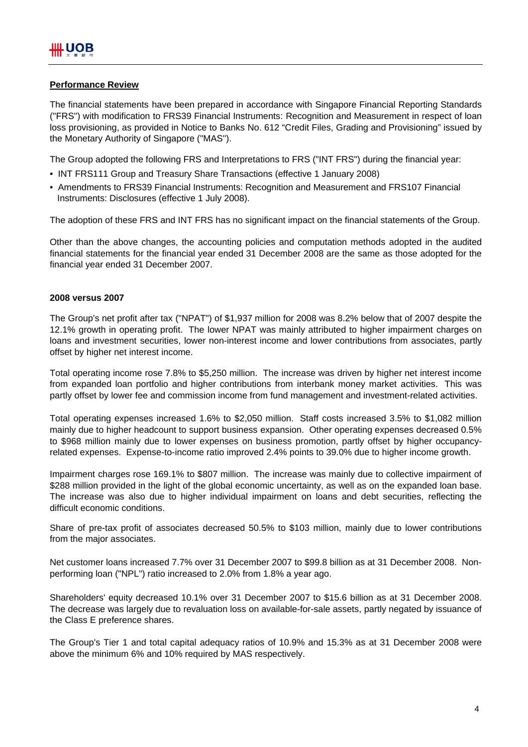## Performance Review

The financial statements have been prepared in accordance with Singapore Financial Reporting Standards ("FRS") with modification to FRS39 Financial Instruments: Recognition and Measurement in respect of loan loss provisioning, as provided in Notice to Banks No. 612 "Credit Files, Grading and Provisioning" issued by the Monetary Authority of Singapore ("MAS").

The Group adopted the following FRS and Interpretations to FRS ("INT FRS") during the financial year:

- INT FRS111 Group and Treasury Share Transactions (effective 1 January 2008)
- Amendments to FRS39 Financial Instruments: Recognition and Measurement and FRS107 Financial Instruments: Disclosures (effective 1 July 2008).

The adoption of these FRS and INT FRS has no significant impact on the financial statements of the Group.

Other than the above changes, the accounting policies and computation methods adopted in the audited financial statements for the financial year ended 31 December 2008 are the same as those adopted for the financial year ended 31 December 2007.

### 2008 versus 2007

The Group's net profit after tax ("NPAT") of $1,937 million for 2008 was 8.2% below that of 2007 despite the 12.1% growth in operating profit. The lower NPAT was mainly attributed to higher impairment charges on loans and investment securities, lower non-interest income and lower contributions from associates, partly offset by higher net interest income.

Total operating income rose 7.8% to $5,250 million. The increase was driven by higher net interest income from expanded loan portfolio and higher contributions from interbank money market activities. This was partly offset by lower fee and commission income from fund management and investment-related activities.

Total operating expenses increased 1.6% to $2,050 million. Staff costs increased 3.5% to $1,082 million mainly due to higher headcount to support business expansion. Other operating expenses decreased 0.5% to $968 million mainly due to lower expenses on business promotion, partly offset by higher occupancy-related expenses. Expense-to-income ratio improved 2.4% points to 39.0% due to higher income growth.

Impairment charges rose 169.1% to $807 million. The increase was mainly due to collective impairment of $288 million provided in the light of the global economic uncertainty, as well as on the expanded loan base. The increase was also due to higher individual impairment on loans and debt securities, reflecting the difficult economic conditions.

Share of pre-tax profit of associates decreased 50.5% to $103 million, mainly due to lower contributions from the major associates.

Net customer loans increased 7.7% over 31 December 2007 to $99.8 billion as at 31 December 2008. Non-performing loan ("NPL") ratio increased to 2.0% from 1.8% a year ago.

Shareholders' equity decreased 10.1% over 31 December 2007 to $15.6 billion as at 31 December 2008. The decrease was largely due to revaluation loss on available-for-sale assets, partly negated by issuance of the Class E preference shares.

The Group's Tier 1 and total capital adequacy ratios of 10.9% and 15.3% as at 31 December 2008 were above the minimum 6% and 10% required by MAS respectively.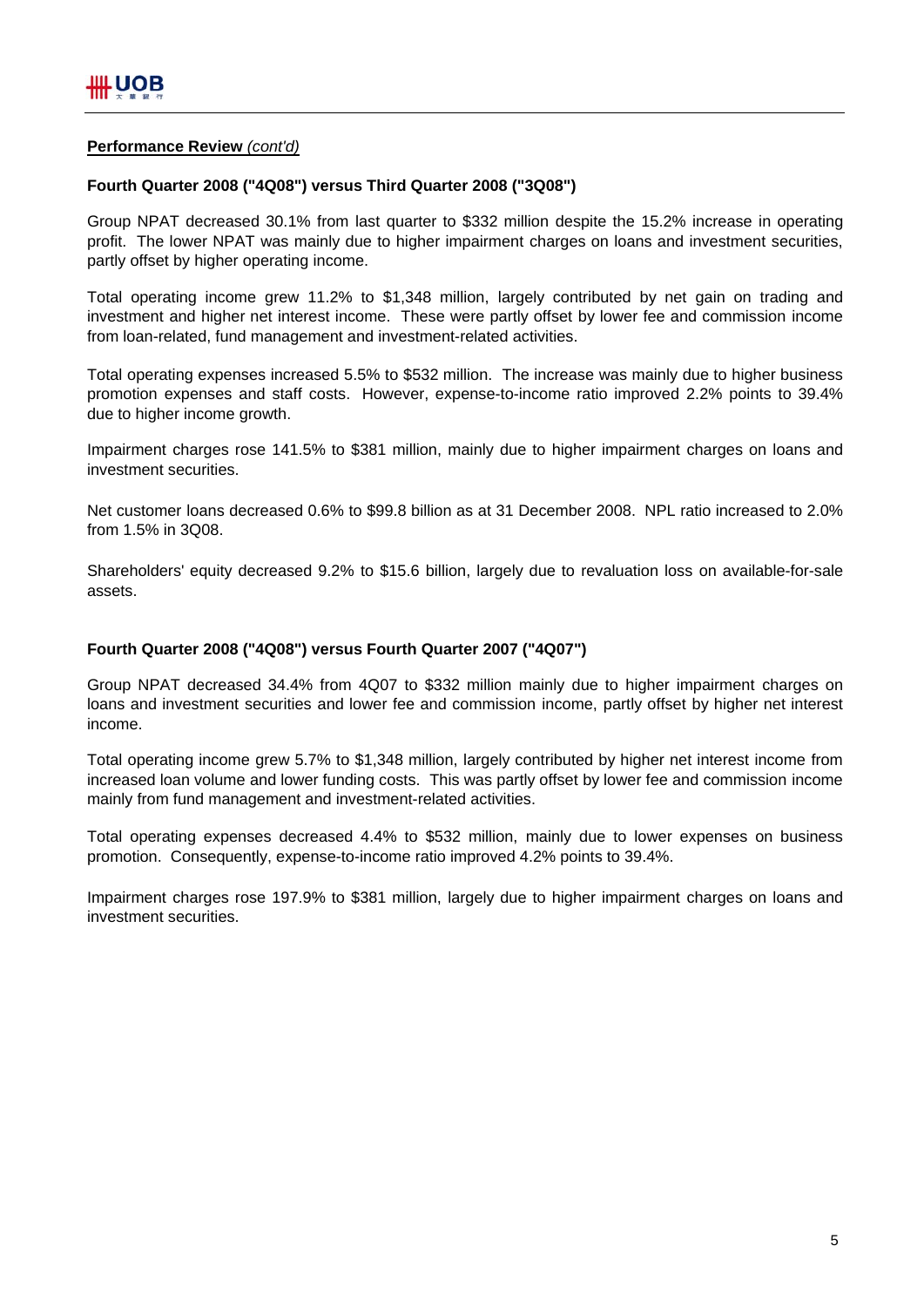**Performance Review** *(cont'd)*

**Fourth Quarter 2008 ("4Q08") versus Third Quarter 2008 ("3Q08")**

Group NPAT decreased 30.1% from last quarter to $332 million despite the 15.2% increase in operating profit. The lower NPAT was mainly due to higher impairment charges on loans and investment securities, partly offset by higher operating income.

Total operating income grew 11.2% to $1,348 million, largely contributed by net gain on trading and investment and higher net interest income. These were partly offset by lower fee and commission income from loan-related, fund management and investment-related activities.

Total operating expenses increased 5.5% to $532 million. The increase was mainly due to higher business promotion expenses and staff costs. However, expense-to-income ratio improved 2.2% points to 39.4% due to higher income growth.

Impairment charges rose 141.5% to $381 million, mainly due to higher impairment charges on loans and investment securities.

Net customer loans decreased 0.6% to $99.8 billion as at 31 December 2008. NPL ratio increased to 2.0% from 1.5% in 3Q08.

Shareholders' equity decreased 9.2% to $15.6 billion, largely due to revaluation loss on available-for-sale assets.

**Fourth Quarter 2008 ("4Q08") versus Fourth Quarter 2007 ("4Q07")**

Group NPAT decreased 34.4% from 4Q07 to $332 million mainly due to higher impairment charges on loans and investment securities and lower fee and commission income, partly offset by higher net interest income.

Total operating income grew 5.7% to $1,348 million, largely contributed by higher net interest income from increased loan volume and lower funding costs. This was partly offset by lower fee and commission income mainly from fund management and investment-related activities.

Total operating expenses decreased 4.4% to $532 million, mainly due to lower expenses on business promotion. Consequently, expense-to-income ratio improved 4.2% points to 39.4%.

Impairment charges rose 197.9% to $381 million, largely due to higher impairment charges on loans and investment securities.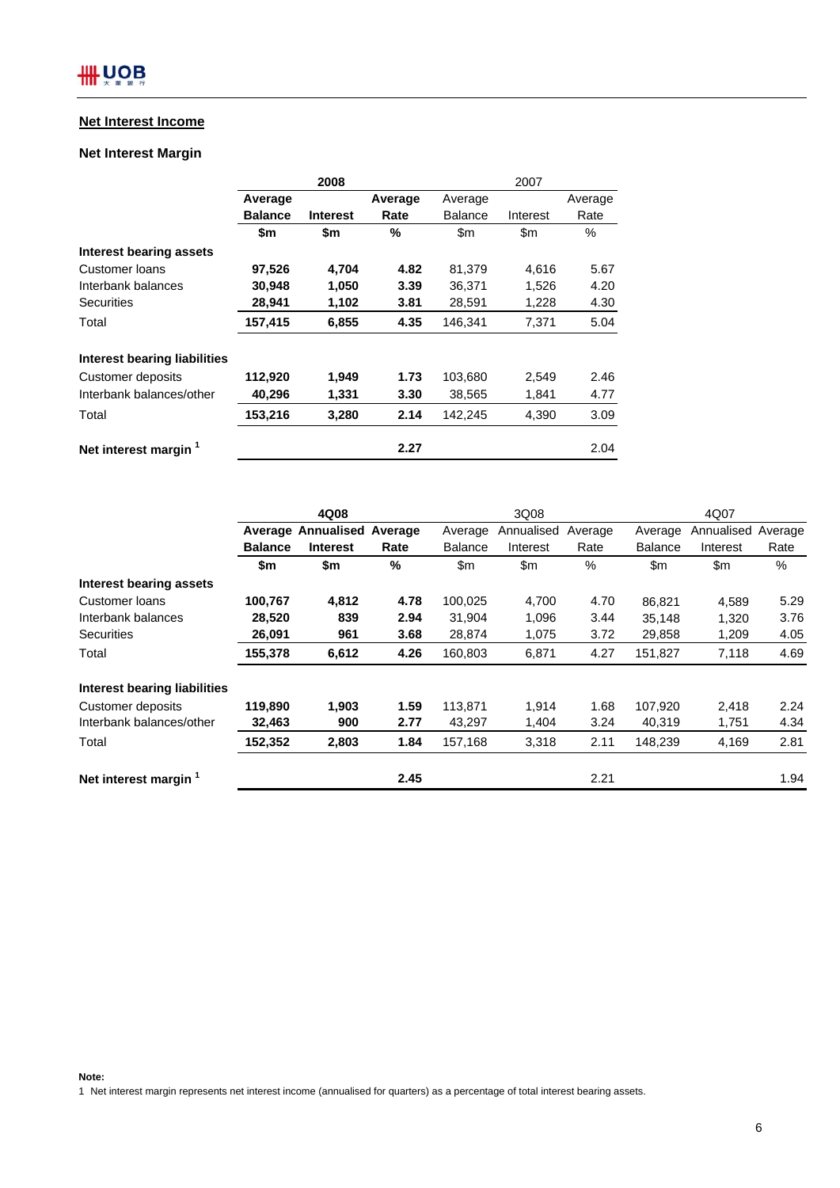## Net Interest Income

### Net Interest Margin

| | 2008 | | | 2007 | | |
|---|---|---|---|---|---|---|
| | **Average Balance** | **Interest** | **Average Rate** | Average Balance | Interest | Average Rate |
| | **$m** | **$m** | **%** | $m | $m | % |
| **Interest bearing assets** | | | | | | |
| Customer loans | **97,526** | **4,704** | **4.82** | 81,379 | 4,616 | 5.67 |
| Interbank balances | **30,948** | **1,050** | **3.39** | 36,371 | 1,526 | 4.20 |
| Securities | **28,941** | **1,102** | **3.81** | 28,591 | 1,228 | 4.30 |
| Total | **157,415** | **6,855** | **4.35** | 146,341 | 7,371 | 5.04 |
| | | | | | | |
| **Interest bearing liabilities** | | | | | | |
| Customer deposits | **112,920** | **1,949** | **1.73** | 103,680 | 2,549 | 2.46 |
| Interbank balances/other | **40,296** | **1,331** | **3.30** | 38,565 | 1,841 | 4.77 |
| Total | **153,216** | **3,280** | **2.14** | 142,245 | 4,390 | 3.09 |
| | | | | | | |
| **Net interest margin** [1] | | | **2.27** | | | 2.04 |

| | 4Q08 | | | 3Q08 | | | 4Q07 | | |
|---|---|---|---|---|---|---|---|---|---|
| | **Average Balance** | **Annualised Interest** | **Average Rate** | Average Balance | Annualised Interest | Average Rate | Average Balance | Annualised Interest | Average Rate |
| | **$m** | **$m** | **%** | $m | $m | % | $m | $m | % |
| **Interest bearing assets** | | | | | | | | | |
| Customer loans | **100,767** | **4,812** | **4.78** | 100,025 | 4,700 | 4.70 | 86,821 | 4,589 | 5.29 |
| Interbank balances | **28,520** | **839** | **2.94** | 31,904 | 1,096 | 3.44 | 35,148 | 1,320 | 3.76 |
| Securities | **26,091** | **961** | **3.68** | 28,874 | 1,075 | 3.72 | 29,858 | 1,209 | 4.05 |
| Total | **155,378** | **6,612** | **4.26** | 160,803 | 6,871 | 4.27 | 151,827 | 7,118 | 4.69 |
| | | | | | | | | | |
| **Interest bearing liabilities** | | | | | | | | | |
| Customer deposits | **119,890** | **1,903** | **1.59** | 113,871 | 1,914 | 1.68 | 107,920 | 2,418 | 2.24 |
| Interbank balances/other | **32,463** | **900** | **2.77** | 43,297 | 1,404 | 3.24 | 40,319 | 1,751 | 4.34 |
| Total | **152,352** | **2,803** | **1.84** | 157,168 | 3,318 | 2.11 | 148,239 | 4,169 | 2.81 |
| | | | | | | | | | |
| **Net interest margin** [1] | | | **2.45** | | | 2.21 | | | 1.94 |

**Note:**

1 Net interest margin represents net interest income (annualised for quarters) as a percentage of total interest bearing assets.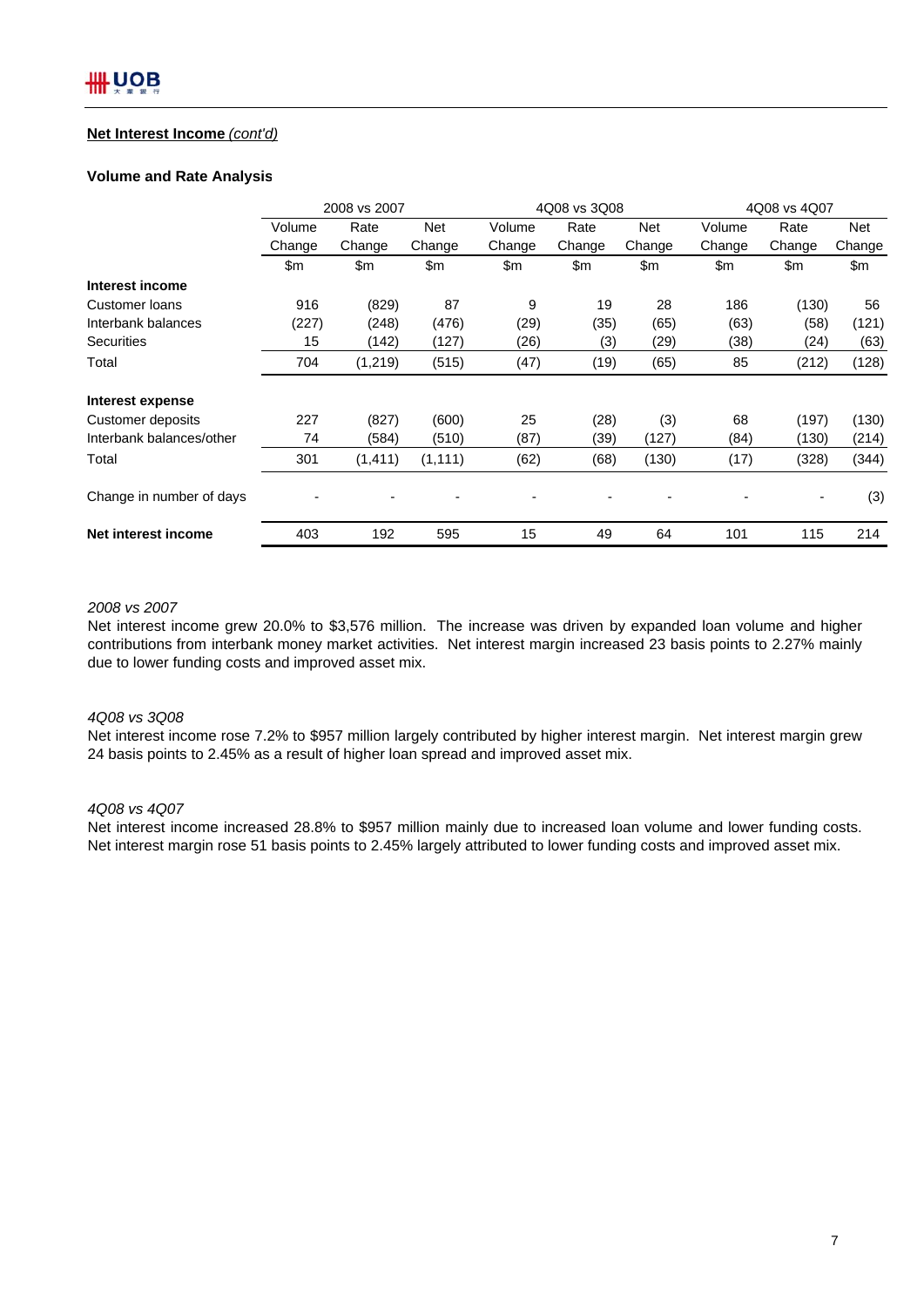**Net Interest Income** *(cont'd)*

**Volume and Rate Analysis**

| | 2008 vs 2007 | | | 4Q08 vs 3Q08 | | | 4Q08 vs 4Q07 | | |
|---|---|---|---|---|---|---|---|---|---|
| | Volume Change | Rate Change | Net Change | Volume Change | Rate Change | Net Change | Volume Change | Rate Change | Net Change |
| | $m | $m | $m | $m | $m | $m | $m | $m | $m |
| **Interest income** | | | | | | | | | |
| Customer loans | 916 | (829) | 87 | 9 | 19 | 28 | 186 | (130) | 56 |
| Interbank balances | (227) | (248) | (476) | (29) | (35) | (65) | (63) | (58) | (121) |
| Securities | 15 | (142) | (127) | (26) | (3) | (29) | (38) | (24) | (63) |
| Total | 704 | (1,219) | (515) | (47) | (19) | (65) | 85 | (212) | (128) |
| **Interest expense** | | | | | | | | | |
| Customer deposits | 227 | (827) | (600) | 25 | (28) | (3) | 68 | (197) | (130) |
| Interbank balances/other | 74 | (584) | (510) | (87) | (39) | (127) | (84) | (130) | (214) |
| Total | 301 | (1,411) | (1,111) | (62) | (68) | (130) | (17) | (328) | (344) |
| Change in number of days | - | - | - | - | - | - | - | - | (3) |
| **Net interest income** | 403 | 192 | 595 | 15 | 49 | 64 | 101 | 115 | 214 |

*2008 vs 2007*

Net interest income grew 20.0% to $3,576 million. The increase was driven by expanded loan volume and higher contributions from interbank money market activities. Net interest margin increased 23 basis points to 2.27% mainly due to lower funding costs and improved asset mix.

*4Q08 vs 3Q08*

Net interest income rose 7.2% to $957 million largely contributed by higher interest margin. Net interest margin grew 24 basis points to 2.45% as a result of higher loan spread and improved asset mix.

*4Q08 vs 4Q07*

Net interest income increased 28.8% to $957 million mainly due to increased loan volume and lower funding costs. Net interest margin rose 51 basis points to 2.45% largely attributed to lower funding costs and improved asset mix.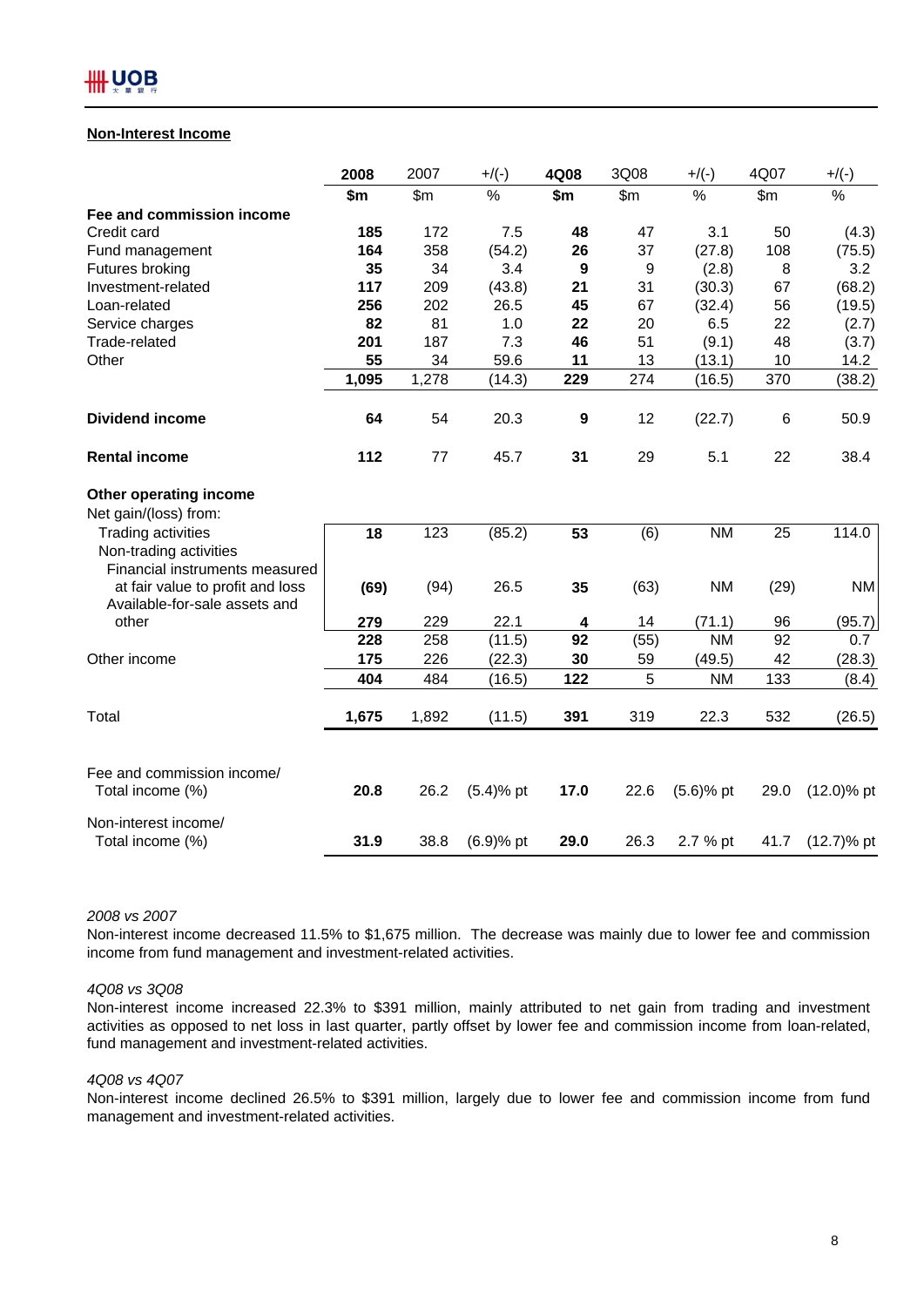## Non-Interest Income

| | 2008 | 2007 | +/(-) | 4Q08 | 3Q08 | +/(-) | 4Q07 | +/(-) |
|---|---|---|---|---|---|---|---|---|
| | **$m** | $m | % | **$m** | $m | % | $m | % |
| **Fee and commission income** | | | | | | | | |
| Credit card | **185** | 172 | 7.5 | **48** | 47 | 3.1 | 50 | (4.3) |
| Fund management | **164** | 358 | (54.2) | **26** | 37 | (27.8) | 108 | (75.5) |
| Futures broking | **35** | 34 | 3.4 | **9** | 9 | (2.8) | 8 | 3.2 |
| Investment-related | **117** | 209 | (43.8) | **21** | 31 | (30.3) | 67 | (68.2) |
| Loan-related | **256** | 202 | 26.5 | **45** | 67 | (32.4) | 56 | (19.5) |
| Service charges | **82** | 81 | 1.0 | **22** | 20 | 6.5 | 22 | (2.7) |
| Trade-related | **201** | 187 | 7.3 | **46** | 51 | (9.1) | 48 | (3.7) |
| Other | **55** | 34 | 59.6 | **11** | 13 | (13.1) | 10 | 14.2 |
| | **1,095** | 1,278 | (14.3) | **229** | 274 | (16.5) | 370 | (38.2) |
| **Dividend income** | **64** | 54 | 20.3 | **9** | 12 | (22.7) | 6 | 50.9 |
| **Rental income** | **112** | 77 | 45.7 | **31** | 29 | 5.1 | 22 | 38.4 |
| **Other operating income** | | | | | | | | |
| Net gain/(loss) from: | | | | | | | | |
| Trading activities | **18** | 123 | (85.2) | **53** | (6) | NM | 25 | 114.0 |
| Non-trading activities | | | | | | | | |
| Financial instruments measured at fair value to profit and loss | **(69)** | (94) | 26.5 | **35** | (63) | NM | (29) | NM |
| Available-for-sale assets and other | **279** | 229 | 22.1 | **4** | 14 | (71.1) | 96 | (95.7) |
| | **228** | 258 | (11.5) | **92** | (55) | NM | 92 | 0.7 |
| Other income | **175** | 226 | (22.3) | **30** | 59 | (49.5) | 42 | (28.3) |
| | **404** | 484 | (16.5) | **122** | 5 | NM | 133 | (8.4) |
| Total | **1,675** | 1,892 | (11.5) | **391** | 319 | 22.3 | 532 | (26.5) |
| Fee and commission income/ Total income (%) | **20.8** | 26.2 | (5.4)% pt | **17.0** | 22.6 | (5.6)% pt | 29.0 | (12.0)% pt |
| Non-interest income/ Total income (%) | **31.9** | 38.8 | (6.9)% pt | **29.0** | 26.3 | 2.7 % pt | 41.7 | (12.7)% pt |

*2008 vs 2007*

Non-interest income decreased 11.5% to $1,675 million. The decrease was mainly due to lower fee and commission income from fund management and investment-related activities.

*4Q08 vs 3Q08*

Non-interest income increased 22.3% to $391 million, mainly attributed to net gain from trading and investment activities as opposed to net loss in last quarter, partly offset by lower fee and commission income from loan-related, fund management and investment-related activities.

*4Q08 vs 4Q07*

Non-interest income declined 26.5% to $391 million, largely due to lower fee and commission income from fund management and investment-related activities.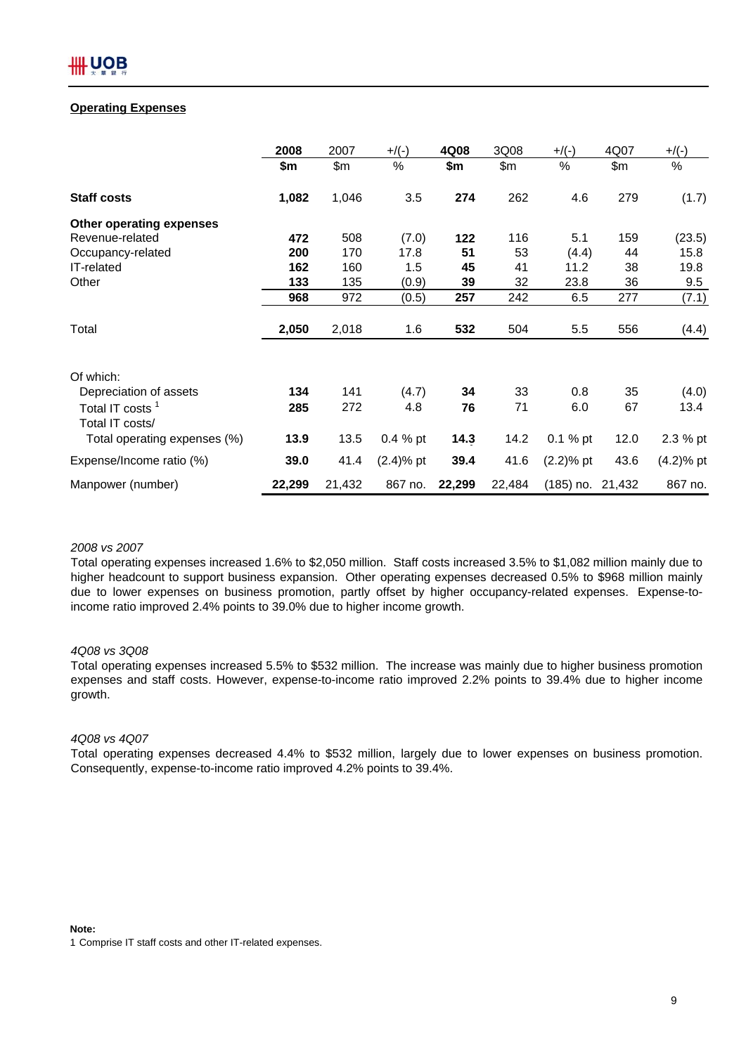## Operating Expenses

| | 2008 | 2007 | +/(-) | 4Q08 | 3Q08 | +/(-) | 4Q07 | +/(-) |
|---|---|---|---|---|---|---|---|---|
| | $m | $m | % | $m | $m | % | $m | % |
| **Staff costs** | **1,082** | 1,046 | 3.5 | **274** | 262 | 4.6 | 279 | (1.7) |
| **Other operating expenses** | | | | | | | | |
| Revenue-related | **472** | 508 | (7.0) | **122** | 116 | 5.1 | 159 | (23.5) |
| Occupancy-related | **200** | 170 | 17.8 | **51** | 53 | (4.4) | 44 | 15.8 |
| IT-related | **162** | 160 | 1.5 | **45** | 41 | 11.2 | 38 | 19.8 |
| Other | **133** | 135 | (0.9) | **39** | 32 | 23.8 | 36 | 9.5 |
| | **968** | 972 | (0.5) | **257** | 242 | 6.5 | 277 | (7.1) |
| Total | **2,050** | 2,018 | 1.6 | **532** | 504 | 5.5 | 556 | (4.4) |
| Of which: | | | | | | | | |
| Depreciation of assets | **134** | 141 | (4.7) | **34** | 33 | 0.8 | 35 | (4.0) |
| Total IT costs [1] | **285** | 272 | 4.8 | **76** | 71 | 6.0 | 67 | 13.4 |
| Total IT costs/ Total operating expenses (%) | **13.9** | 13.5 | 0.4 % pt | **14.3** | 14.2 | 0.1 % pt | 12.0 | 2.3 % pt |
| Expense/Income ratio (%) | **39.0** | 41.4 | (2.4)% pt | **39.4** | 41.6 | (2.2)% pt | 43.6 | (4.2)% pt |
| Manpower (number) | **22,299** | 21,432 | 867 no. | **22,299** | 22,484 | (185) no. | 21,432 | 867 no. |

*2008 vs 2007*

Total operating expenses increased 1.6% to $2,050 million. Staff costs increased 3.5% to $1,082 million mainly due to higher headcount to support business expansion. Other operating expenses decreased 0.5% to $968 million mainly due to lower expenses on business promotion, partly offset by higher occupancy-related expenses. Expense-to-income ratio improved 2.4% points to 39.0% due to higher income growth.

*4Q08 vs 3Q08*

Total operating expenses increased 5.5% to $532 million. The increase was mainly due to higher business promotion expenses and staff costs. However, expense-to-income ratio improved 2.2% points to 39.4% due to higher income growth.

*4Q08 vs 4Q07*

Total operating expenses decreased 4.4% to $532 million, largely due to lower expenses on business promotion. Consequently, expense-to-income ratio improved 4.2% points to 39.4%.

**Note:**

1 Comprise IT staff costs and other IT-related expenses.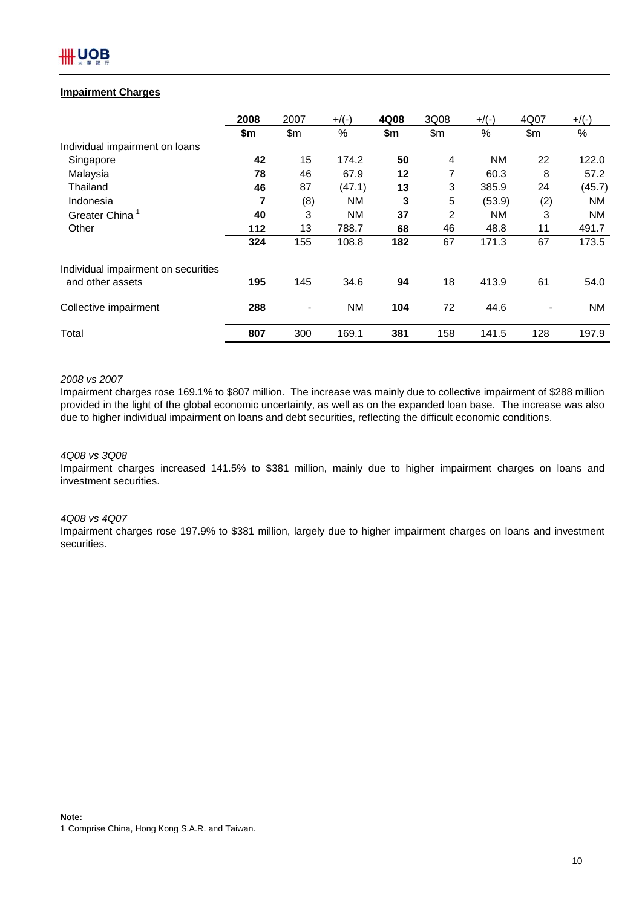## Impairment Charges

| | **2008** | 2007 | +/(-) | **4Q08** | 3Q08 | +/(-) | 4Q07 | +/(-) |
|---|---|---|---|---|---|---|---|---|
| | **$m** | $m | % | **$m** | $m | % | $m | % |
| Individual impairment on loans | | | | | | | | |
| Singapore | **42** | 15 | 174.2 | **50** | 4 | NM | 22 | 122.0 |
| Malaysia | **78** | 46 | 67.9 | **12** | 7 | 60.3 | 8 | 57.2 |
| Thailand | **46** | 87 | (47.1) | **13** | 3 | 385.9 | 24 | (45.7) |
| Indonesia | **7** | (8) | NM | **3** | 5 | (53.9) | (2) | NM |
| Greater China [1] | **40** | 3 | NM | **37** | 2 | NM | 3 | NM |
| Other | **112** | 13 | 788.7 | **68** | 46 | 48.8 | 11 | 491.7 |
| | **324** | 155 | 108.8 | **182** | 67 | 171.3 | 67 | 173.5 |
| Individual impairment on securities and other assets | **195** | 145 | 34.6 | **94** | 18 | 413.9 | 61 | 54.0 |
| Collective impairment | **288** | - | NM | **104** | 72 | 44.6 | - | NM |
| Total | **807** | 300 | 169.1 | **381** | 158 | 141.5 | 128 | 197.9 |

*2008 vs 2007*

Impairment charges rose 169.1% to $807 million. The increase was mainly due to collective impairment of $288 million provided in the light of the global economic uncertainty, as well as on the expanded loan base. The increase was also due to higher individual impairment on loans and debt securities, reflecting the difficult economic conditions.

*4Q08 vs 3Q08*

Impairment charges increased 141.5% to $381 million, mainly due to higher impairment charges on loans and investment securities.

*4Q08 vs 4Q07*

Impairment charges rose 197.9% to $381 million, largely due to higher impairment charges on loans and investment securities.

**Note:**

1 Comprise China, Hong Kong S.A.R. and Taiwan.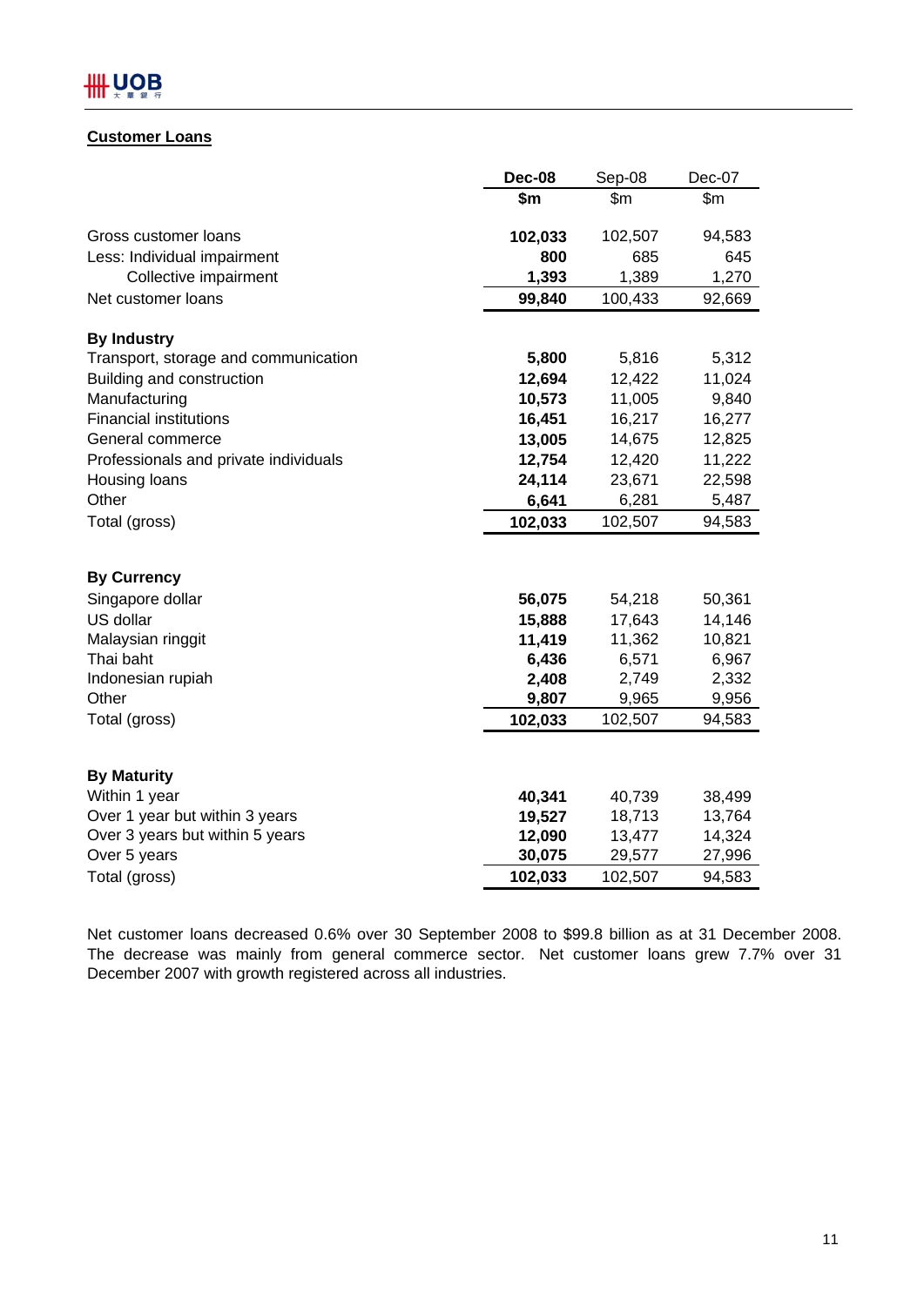## Customer Loans

| | Dec-08 | Sep-08 | Dec-07 |
|---|---|---|---|
| | $m | $m | $m |
| Gross customer loans | **102,033** | 102,507 | 94,583 |
| Less: Individual impairment | **800** | 685 | 645 |
| Collective impairment | **1,393** | 1,389 | 1,270 |
| Net customer loans | **99,840** | 100,433 | 92,669 |
| | | | |
| **By Industry** | | | |
| Transport, storage and communication | **5,800** | 5,816 | 5,312 |
| Building and construction | **12,694** | 12,422 | 11,024 |
| Manufacturing | **10,573** | 11,005 | 9,840 |
| Financial institutions | **16,451** | 16,217 | 16,277 |
| General commerce | **13,005** | 14,675 | 12,825 |
| Professionals and private individuals | **12,754** | 12,420 | 11,222 |
| Housing loans | **24,114** | 23,671 | 22,598 |
| Other | **6,641** | 6,281 | 5,487 |
| Total (gross) | **102,033** | 102,507 | 94,583 |
| | | | |
| **By Currency** | | | |
| Singapore dollar | **56,075** | 54,218 | 50,361 |
| US dollar | **15,888** | 17,643 | 14,146 |
| Malaysian ringgit | **11,419** | 11,362 | 10,821 |
| Thai baht | **6,436** | 6,571 | 6,967 |
| Indonesian rupiah | **2,408** | 2,749 | 2,332 |
| Other | **9,807** | 9,965 | 9,956 |
| Total (gross) | **102,033** | 102,507 | 94,583 |
| | | | |
| **By Maturity** | | | |
| Within 1 year | **40,341** | 40,739 | 38,499 |
| Over 1 year but within 3 years | **19,527** | 18,713 | 13,764 |
| Over 3 years but within 5 years | **12,090** | 13,477 | 14,324 |
| Over 5 years | **30,075** | 29,577 | 27,996 |
| Total (gross) | **102,033** | 102,507 | 94,583 |

Net customer loans decreased 0.6% over 30 September 2008 to $99.8 billion as at 31 December 2008. The decrease was mainly from general commerce sector. Net customer loans grew 7.7% over 31 December 2007 with growth registered across all industries.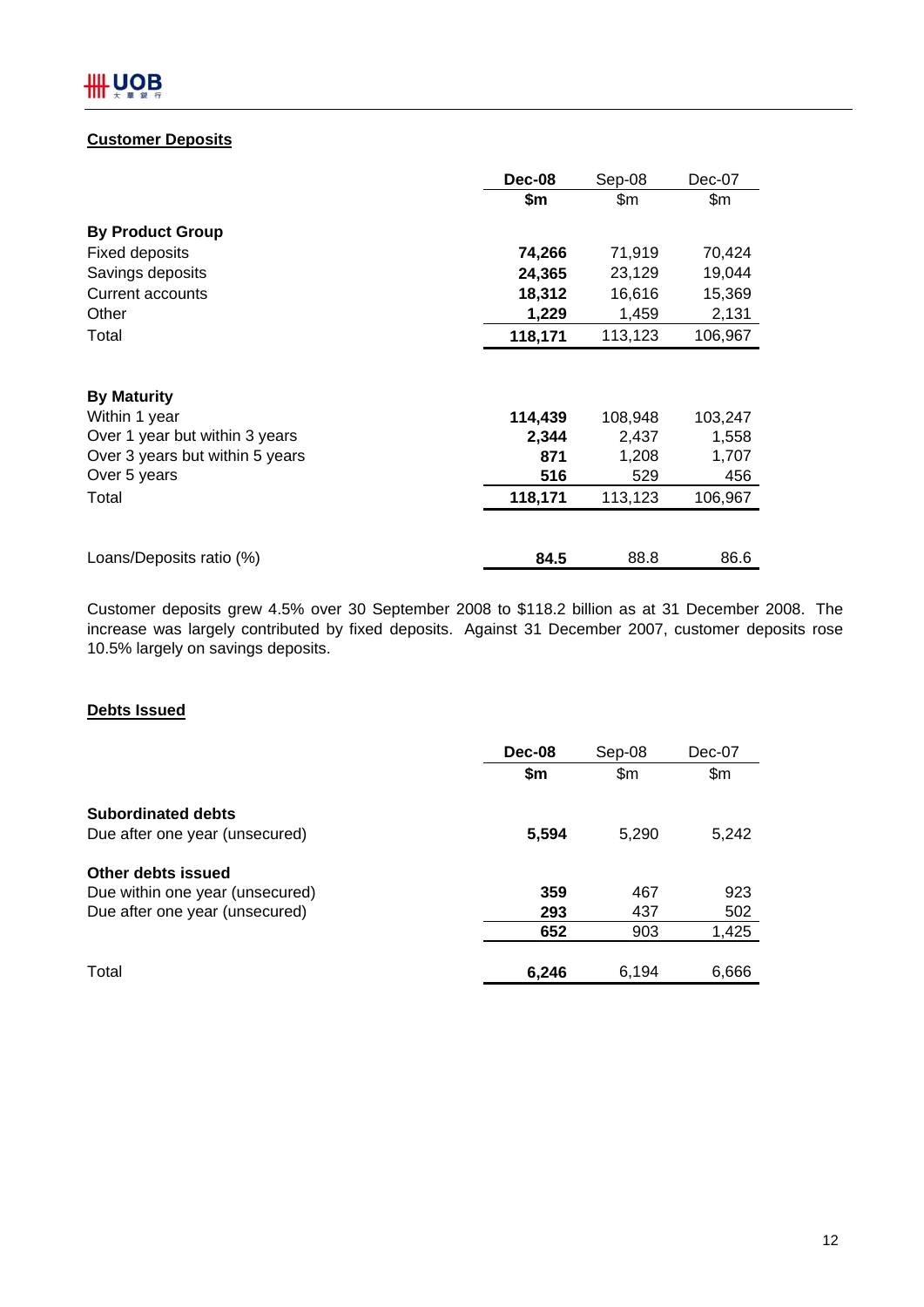## Customer Deposits

| | Dec-08 | Sep-08 | Dec-07 |
|---|---|---|---|
| | **$m** | $m | $m |
| **By Product Group** | | | |
| Fixed deposits | **74,266** | 71,919 | 70,424 |
| Savings deposits | **24,365** | 23,129 | 19,044 |
| Current accounts | **18,312** | 16,616 | 15,369 |
| Other | **1,229** | 1,459 | 2,131 |
| Total | **118,171** | 113,123 | 106,967 |
| | | | |
| **By Maturity** | | | |
| Within 1 year | **114,439** | 108,948 | 103,247 |
| Over 1 year but within 3 years | **2,344** | 2,437 | 1,558 |
| Over 3 years but within 5 years | **871** | 1,208 | 1,707 |
| Over 5 years | **516** | 529 | 456 |
| Total | **118,171** | 113,123 | 106,967 |
| | | | |
| Loans/Deposits ratio (%) | **84.5** | 88.8 | 86.6 |

Customer deposits grew 4.5% over 30 September 2008 to $118.2 billion as at 31 December 2008. The increase was largely contributed by fixed deposits. Against 31 December 2007, customer deposits rose 10.5% largely on savings deposits.

## Debts Issued

| | Dec-08 | Sep-08 | Dec-07 |
|---|---|---|---|
| | **$m** | $m | $m |
| **Subordinated debts** | | | |
| Due after one year (unsecured) | **5,594** | 5,290 | 5,242 |
| **Other debts issued** | | | |
| Due within one year (unsecured) | **359** | 467 | 923 |
| Due after one year (unsecured) | **293** | 437 | 502 |
| | **652** | 903 | 1,425 |
| Total | **6,246** | 6,194 | 6,666 |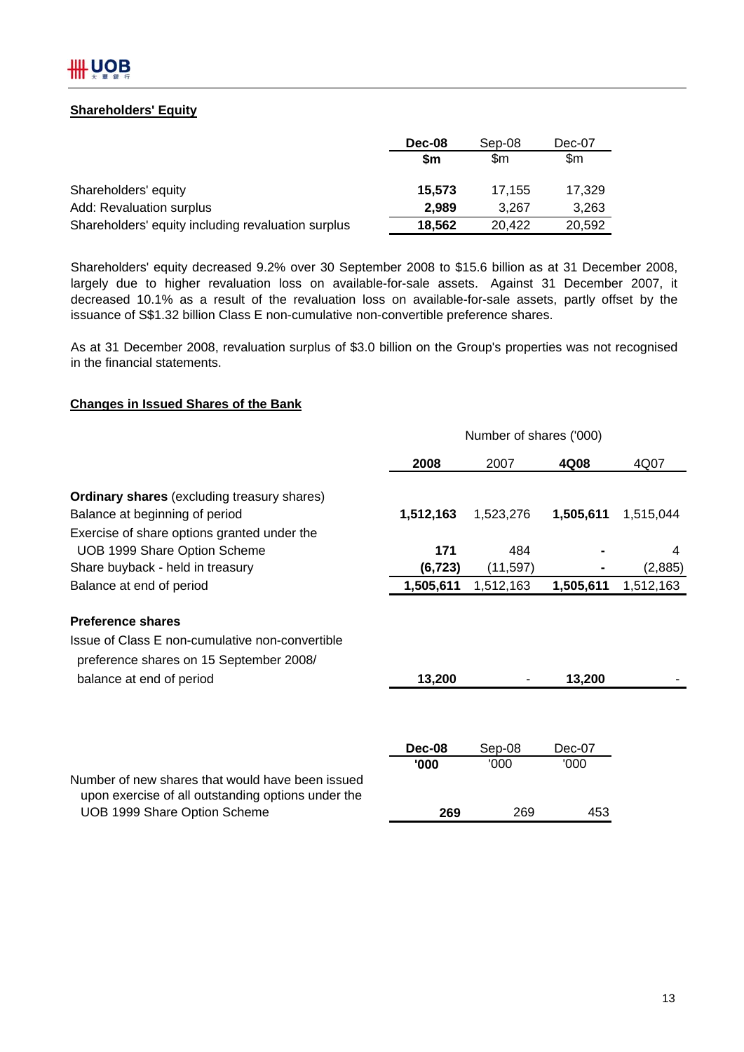## Shareholders' Equity

| | **Dec-08** | Sep-08 | Dec-07 |
|---|---|---|---|
| | **$m** | $m | $m |
| Shareholders' equity | **15,573** | 17,155 | 17,329 |
| Add: Revaluation surplus | **2,989** | 3,267 | 3,263 |
| Shareholders' equity including revaluation surplus | **18,562** | 20,422 | 20,592 |

Shareholders' equity decreased 9.2% over 30 September 2008 to $15.6 billion as at 31 December 2008, largely due to higher revaluation loss on available-for-sale assets. Against 31 December 2007, it decreased 10.1% as a result of the revaluation loss on available-for-sale assets, partly offset by the issuance of S$1.32 billion Class E non-cumulative non-convertible preference shares.

As at 31 December 2008, revaluation surplus of $3.0 billion on the Group's properties was not recognised in the financial statements.

## Changes in Issued Shares of the Bank

| | Number of shares ('000) | | | |
|---|---|---|---|---|
| | **2008** | 2007 | **4Q08** | 4Q07 |
| **Ordinary shares** (excluding treasury shares) | | | | |
| Balance at beginning of period | **1,512,163** | 1,523,276 | **1,505,611** | 1,515,044 |
| Exercise of share options granted under the UOB 1999 Share Option Scheme | **171** | 484 | **-** | 4 |
| Share buyback - held in treasury | **(6,723)** | (11,597) | **-** | (2,885) |
| Balance at end of period | **1,505,611** | 1,512,163 | **1,505,611** | 1,512,163 |
| **Preference shares** | | | | |
| Issue of Class E non-cumulative non-convertible preference shares on 15 September 2008/ balance at end of period | **13,200** | - | **13,200** | - |

| | **Dec-08** | Sep-08 | Dec-07 |
|---|---|---|---|
| | **'000** | '000 | '000 |
| Number of new shares that would have been issued upon exercise of all outstanding options under the UOB 1999 Share Option Scheme | **269** | 269 | 453 |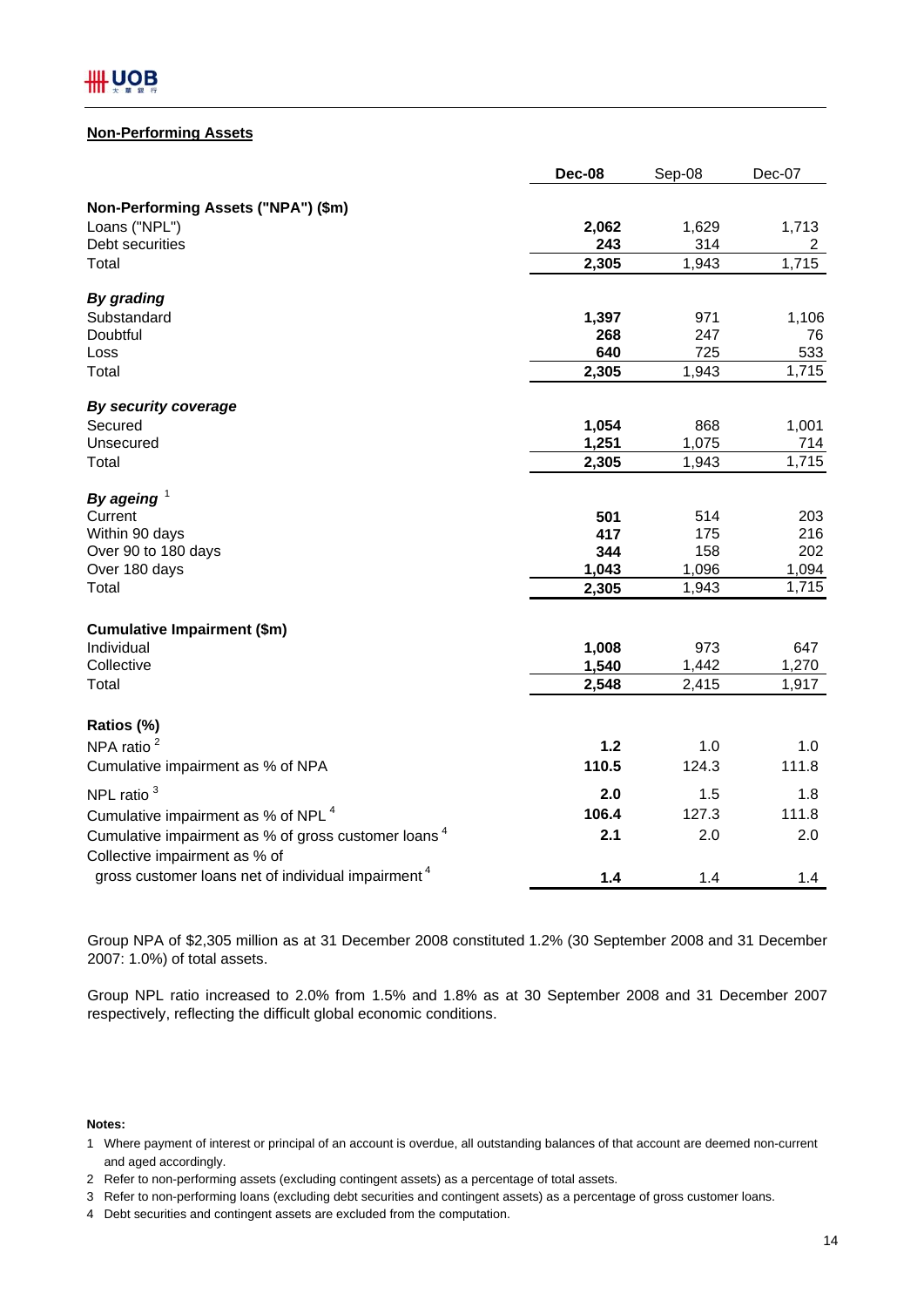## Non-Performing Assets

| | Dec-08 | Sep-08 | Dec-07 |
|---|---|---|---|
| **Non-Performing Assets ("NPA") ($m)** | | | |
| Loans ("NPL") | **2,062** | 1,629 | 1,713 |
| Debt securities | **243** | 314 | 2 |
| Total | **2,305** | 1,943 | 1,715 |
| ***By grading*** | | | |
| Substandard | **1,397** | 971 | 1,106 |
| Doubtful | **268** | 247 | 76 |
| Loss | **640** | 725 | 533 |
| Total | **2,305** | 1,943 | 1,715 |
| ***By security coverage*** | | | |
| Secured | **1,054** | 868 | 1,001 |
| Unsecured | **1,251** | 1,075 | 714 |
| Total | **2,305** | 1,943 | 1,715 |
| ***By ageing*** [1] | | | |
| Current | **501** | 514 | 203 |
| Within 90 days | **417** | 175 | 216 |
| Over 90 to 180 days | **344** | 158 | 202 |
| Over 180 days | **1,043** | 1,096 | 1,094 |
| Total | **2,305** | 1,943 | 1,715 |
| **Cumulative Impairment ($m)** | | | |
| Individual | **1,008** | 973 | 647 |
| Collective | **1,540** | 1,442 | 1,270 |
| Total | **2,548** | 2,415 | 1,917 |
| **Ratios (%)** | | | |
| NPA ratio [2] | **1.2** | 1.0 | 1.0 |
| Cumulative impairment as % of NPA | **110.5** | 124.3 | 111.8 |
| NPL ratio [3] | **2.0** | 1.5 | 1.8 |
| Cumulative impairment as % of NPL [4] | **106.4** | 127.3 | 111.8 |
| Cumulative impairment as % of gross customer loans [4] | **2.1** | 2.0 | 2.0 |
| Collective impairment as % of gross customer loans net of individual impairment [4] | **1.4** | 1.4 | 1.4 |

Group NPA of $2,305 million as at 31 December 2008 constituted 1.2% (30 September 2008 and 31 December 2007: 1.0%) of total assets.

Group NPL ratio increased to 2.0% from 1.5% and 1.8% as at 30 September 2008 and 31 December 2007 respectively, reflecting the difficult global economic conditions.

**Notes:**

1 Where payment of interest or principal of an account is overdue, all outstanding balances of that account are deemed non-current and aged accordingly.

2 Refer to non-performing assets (excluding contingent assets) as a percentage of total assets.

3 Refer to non-performing loans (excluding debt securities and contingent assets) as a percentage of gross customer loans.

4 Debt securities and contingent assets are excluded from the computation.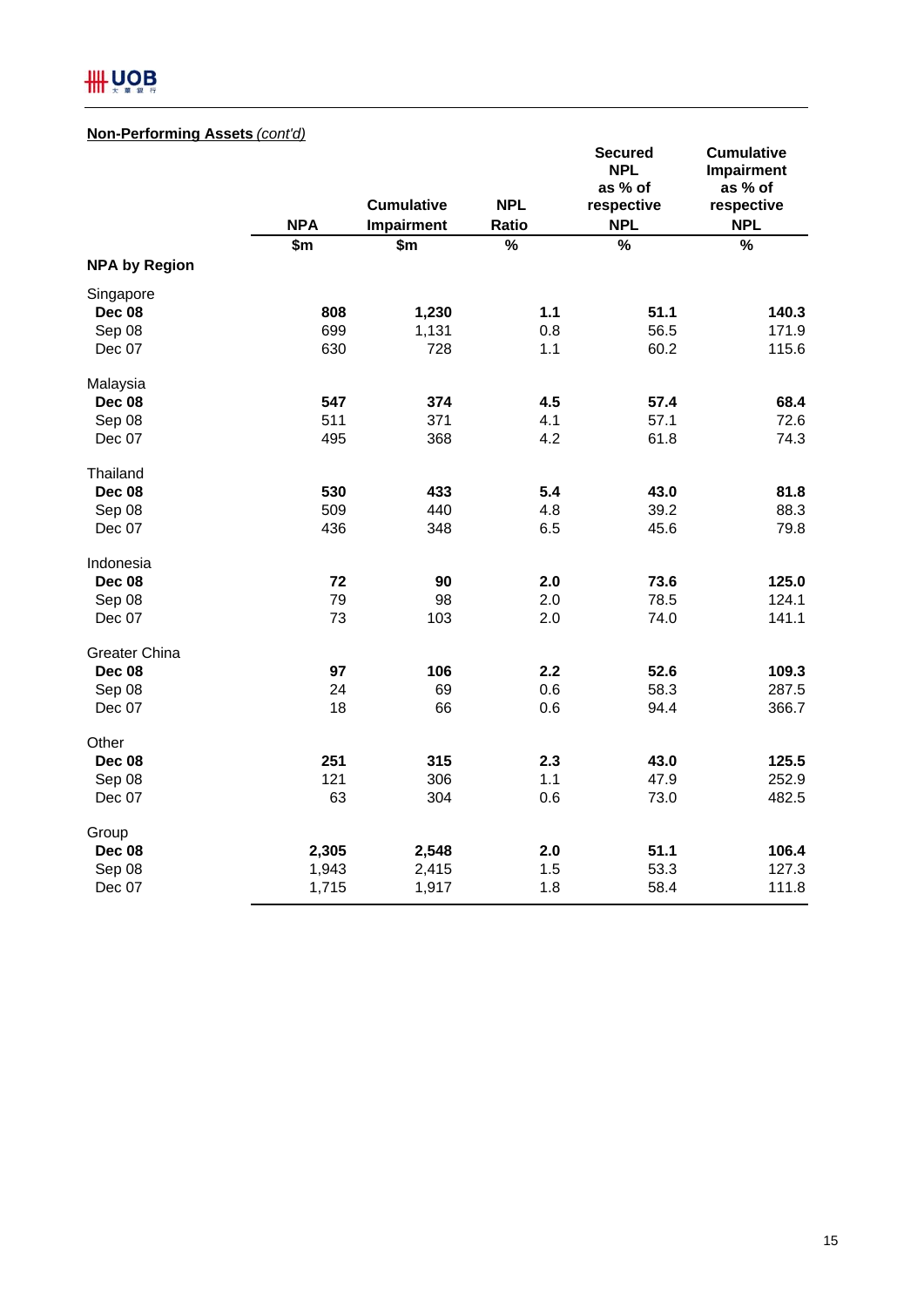**Non-Performing Assets** *(cont'd)*

| | NPA | Cumulative Impairment | NPL Ratio | Secured NPL as % of respective NPL | Cumulative Impairment as % of respective NPL |
|---|---|---|---|---|---|
| | $m | $m | % | % | % |
| **NPA by Region** | | | | | |
| Singapore | | | | | |
| **Dec 08** | **808** | **1,230** | **1.1** | **51.1** | **140.3** |
| Sep 08 | 699 | 1,131 | 0.8 | 56.5 | 171.9 |
| Dec 07 | 630 | 728 | 1.1 | 60.2 | 115.6 |
| Malaysia | | | | | |
| **Dec 08** | **547** | **374** | **4.5** | **57.4** | **68.4** |
| Sep 08 | 511 | 371 | 4.1 | 57.1 | 72.6 |
| Dec 07 | 495 | 368 | 4.2 | 61.8 | 74.3 |
| Thailand | | | | | |
| **Dec 08** | **530** | **433** | **5.4** | **43.0** | **81.8** |
| Sep 08 | 509 | 440 | 4.8 | 39.2 | 88.3 |
| Dec 07 | 436 | 348 | 6.5 | 45.6 | 79.8 |
| Indonesia | | | | | |
| **Dec 08** | **72** | **90** | **2.0** | **73.6** | **125.0** |
| Sep 08 | 79 | 98 | 2.0 | 78.5 | 124.1 |
| Dec 07 | 73 | 103 | 2.0 | 74.0 | 141.1 |
| Greater China | | | | | |
| **Dec 08** | **97** | **106** | **2.2** | **52.6** | **109.3** |
| Sep 08 | 24 | 69 | 0.6 | 58.3 | 287.5 |
| Dec 07 | 18 | 66 | 0.6 | 94.4 | 366.7 |
| Other | | | | | |
| **Dec 08** | **251** | **315** | **2.3** | **43.0** | **125.5** |
| Sep 08 | 121 | 306 | 1.1 | 47.9 | 252.9 |
| Dec 07 | 63 | 304 | 0.6 | 73.0 | 482.5 |
| Group | | | | | |
| **Dec 08** | **2,305** | **2,548** | **2.0** | **51.1** | **106.4** |
| Sep 08 | 1,943 | 2,415 | 1.5 | 53.3 | 127.3 |
| Dec 07 | 1,715 | 1,917 | 1.8 | 58.4 | 111.8 |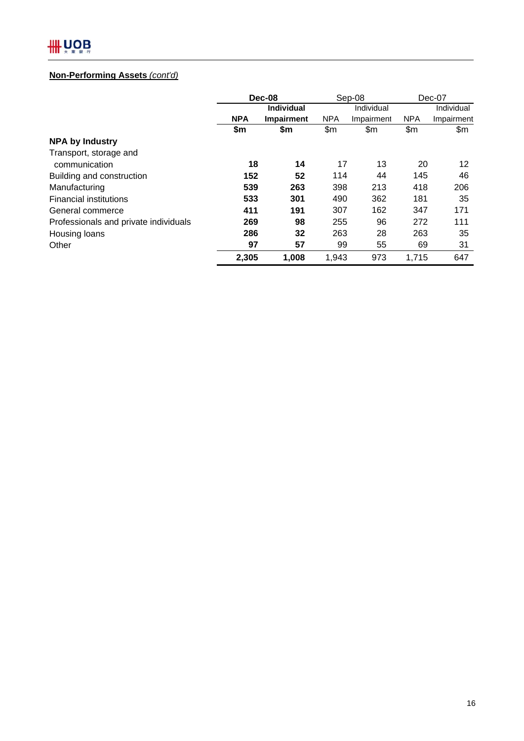**Non-Performing Assets** *(cont'd)*

| | **Dec-08** | | Sep-08 | | Dec-07 | |
|---|---|---|---|---|---|---|
| | **NPA** | **Individual Impairment** | NPA | Individual Impairment | NPA | Individual Impairment |
| | **$m** | **$m** | $m | $m | $m | $m |
| **NPA by Industry** | | | | | | |
| Transport, storage and communication | **18** | **14** | 17 | 13 | 20 | 12 |
| Building and construction | **152** | **52** | 114 | 44 | 145 | 46 |
| Manufacturing | **539** | **263** | 398 | 213 | 418 | 206 |
| Financial institutions | **533** | **301** | 490 | 362 | 181 | 35 |
| General commerce | **411** | **191** | 307 | 162 | 347 | 171 |
| Professionals and private individuals | **269** | **98** | 255 | 96 | 272 | 111 |
| Housing loans | **286** | **32** | 263 | 28 | 263 | 35 |
| Other | **97** | **57** | 99 | 55 | 69 | 31 |
| | **2,305** | **1,008** | 1,943 | 973 | 1,715 | 647 |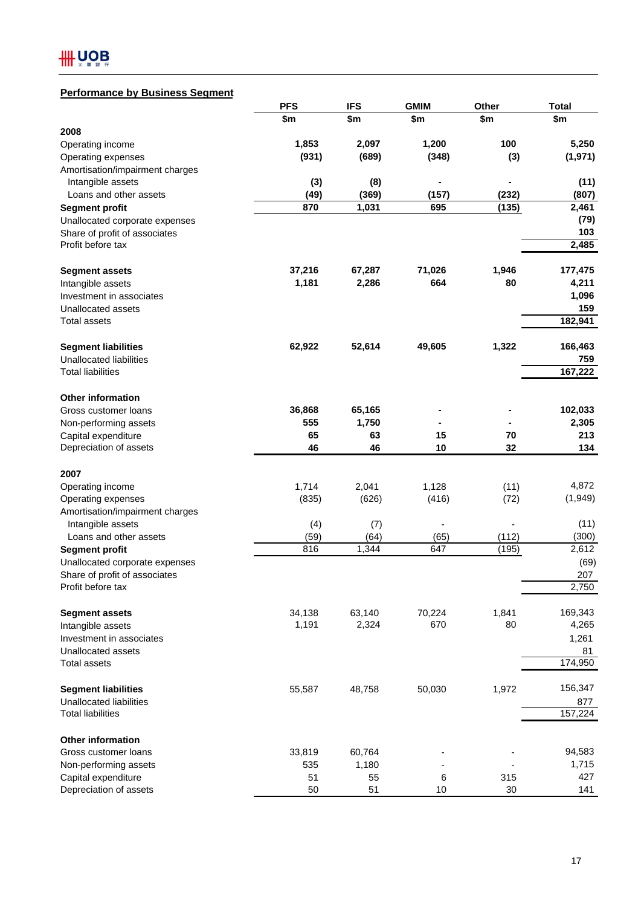## Performance by Business Segment

| | PFS | IFS | GMIM | Other | Total |
|---|---|---|---|---|---|
| | $m | $m | $m | $m | $m |
| **2008** | | | | | |
| Operating income | **1,853** | **2,097** | **1,200** | **100** | **5,250** |
| Operating expenses | **(931)** | **(689)** | **(348)** | **(3)** | **(1,971)** |
| Amortisation/impairment charges | | | | | |
| Intangible assets | **(3)** | **(8)** | **-** | **-** | **(11)** |
| Loans and other assets | **(49)** | **(369)** | **(157)** | **(232)** | **(807)** |
| **Segment profit** | **870** | **1,031** | **695** | **(135)** | **2,461** |
| Unallocated corporate expenses | | | | | **(79)** |
| Share of profit of associates | | | | | **103** |
| Profit before tax | | | | | **2,485** |
| | | | | | |
| **Segment assets** | **37,216** | **67,287** | **71,026** | **1,946** | **177,475** |
| Intangible assets | **1,181** | **2,286** | **664** | **80** | **4,211** |
| Investment in associates | | | | | **1,096** |
| Unallocated assets | | | | | **159** |
| Total assets | | | | | **182,941** |
| | | | | | |
| **Segment liabilities** | **62,922** | **52,614** | **49,605** | **1,322** | **166,463** |
| Unallocated liabilities | | | | | **759** |
| Total liabilities | | | | | **167,222** |
| | | | | | |
| **Other information** | | | | | |
| Gross customer loans | **36,868** | **65,165** | **-** | **-** | **102,033** |
| Non-performing assets | **555** | **1,750** | **-** | **-** | **2,305** |
| Capital expenditure | **65** | **63** | **15** | **70** | **213** |
| Depreciation of assets | **46** | **46** | **10** | **32** | **134** |
| | | | | | |
| **2007** | | | | | |
| Operating income | 1,714 | 2,041 | 1,128 | (11) | 4,872 |
| Operating expenses | (835) | (626) | (416) | (72) | (1,949) |
| Amortisation/impairment charges | | | | | |
| Intangible assets | (4) | (7) | - | - | (11) |
| Loans and other assets | (59) | (64) | (65) | (112) | (300) |
| **Segment profit** | 816 | 1,344 | 647 | (195) | 2,612 |
| Unallocated corporate expenses | | | | | (69) |
| Share of profit of associates | | | | | 207 |
| Profit before tax | | | | | 2,750 |
| | | | | | |
| **Segment assets** | 34,138 | 63,140 | 70,224 | 1,841 | 169,343 |
| Intangible assets | 1,191 | 2,324 | 670 | 80 | 4,265 |
| Investment in associates | | | | | 1,261 |
| Unallocated assets | | | | | 81 |
| Total assets | | | | | 174,950 |
| | | | | | |
| **Segment liabilities** | 55,587 | 48,758 | 50,030 | 1,972 | 156,347 |
| Unallocated liabilities | | | | | 877 |
| Total liabilities | | | | | 157,224 |
| | | | | | |
| **Other information** | | | | | |
| Gross customer loans | 33,819 | 60,764 | - | - | 94,583 |
| Non-performing assets | 535 | 1,180 | - | - | 1,715 |
| Capital expenditure | 51 | 55 | 6 | 315 | 427 |
| Depreciation of assets | 50 | 51 | 10 | 30 | 141 |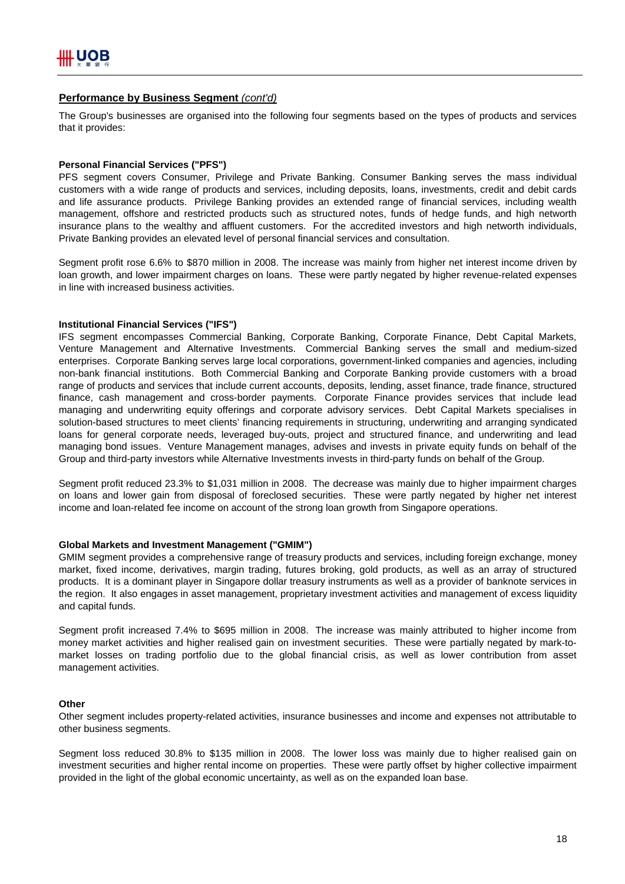## Performance by Business Segment *(cont'd)*

The Group's businesses are organised into the following four segments based on the types of products and services that it provides:

**Personal Financial Services ("PFS")**

PFS segment covers Consumer, Privilege and Private Banking. Consumer Banking serves the mass individual customers with a wide range of products and services, including deposits, loans, investments, credit and debit cards and life assurance products. Privilege Banking provides an extended range of financial services, including wealth management, offshore and restricted products such as structured notes, funds of hedge funds, and high networth insurance plans to the wealthy and affluent customers. For the accredited investors and high networth individuals, Private Banking provides an elevated level of personal financial services and consultation.

Segment profit rose 6.6% to $870 million in 2008. The increase was mainly from higher net interest income driven by loan growth, and lower impairment charges on loans. These were partly negated by higher revenue-related expenses in line with increased business activities.

**Institutional Financial Services ("IFS")**

IFS segment encompasses Commercial Banking, Corporate Banking, Corporate Finance, Debt Capital Markets, Venture Management and Alternative Investments. Commercial Banking serves the small and medium-sized enterprises. Corporate Banking serves large local corporations, government-linked companies and agencies, including non-bank financial institutions. Both Commercial Banking and Corporate Banking provide customers with a broad range of products and services that include current accounts, deposits, lending, asset finance, trade finance, structured finance, cash management and cross-border payments. Corporate Finance provides services that include lead managing and underwriting equity offerings and corporate advisory services. Debt Capital Markets specialises in solution-based structures to meet clients' financing requirements in structuring, underwriting and arranging syndicated loans for general corporate needs, leveraged buy-outs, project and structured finance, and underwriting and lead managing bond issues. Venture Management manages, advises and invests in private equity funds on behalf of the Group and third-party investors while Alternative Investments invests in third-party funds on behalf of the Group.

Segment profit reduced 23.3% to $1,031 million in 2008. The decrease was mainly due to higher impairment charges on loans and lower gain from disposal of foreclosed securities. These were partly negated by higher net interest income and loan-related fee income on account of the strong loan growth from Singapore operations.

**Global Markets and Investment Management ("GMIM")**

GMIM segment provides a comprehensive range of treasury products and services, including foreign exchange, money market, fixed income, derivatives, margin trading, futures broking, gold products, as well as an array of structured products. It is a dominant player in Singapore dollar treasury instruments as well as a provider of banknote services in the region. It also engages in asset management, proprietary investment activities and management of excess liquidity and capital funds.

Segment profit increased 7.4% to $695 million in 2008. The increase was mainly attributed to higher income from money market activities and higher realised gain on investment securities. These were partially negated by mark-to-market losses on trading portfolio due to the global financial crisis, as well as lower contribution from asset management activities.

**Other**

Other segment includes property-related activities, insurance businesses and income and expenses not attributable to other business segments.

Segment loss reduced 30.8% to $135 million in 2008. The lower loss was mainly due to higher realised gain on investment securities and higher rental income on properties. These were partly offset by higher collective impairment provided in the light of the global economic uncertainty, as well as on the expanded loan base.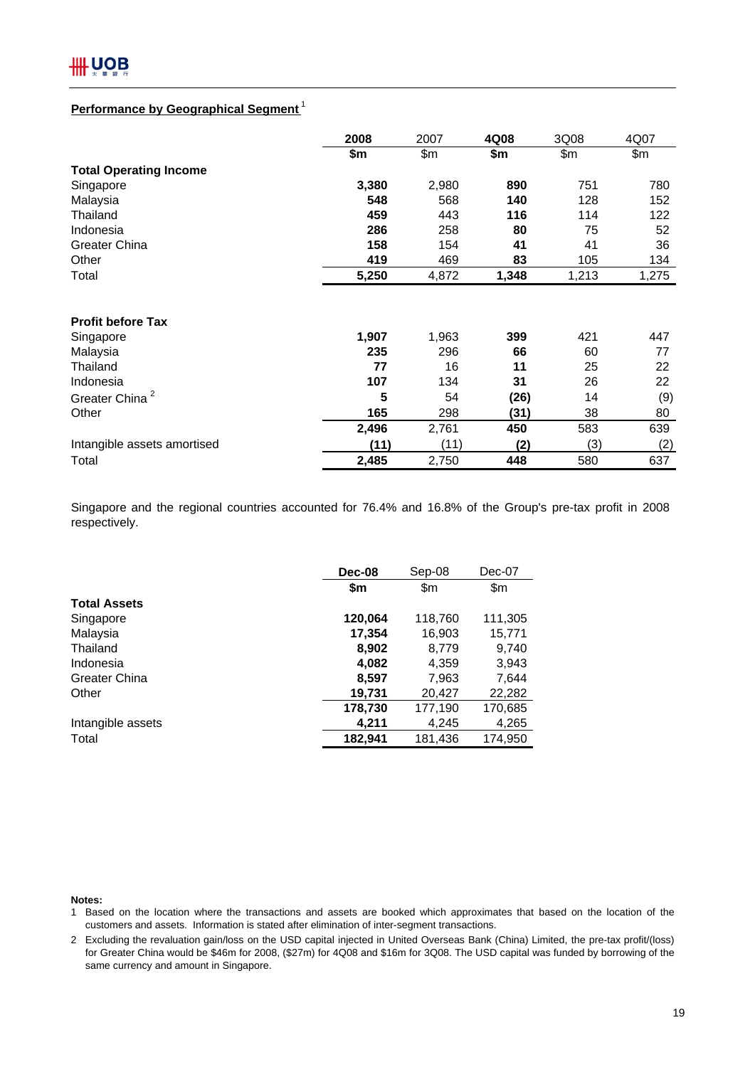## Performance by Geographical Segment [1]

| | 2008 | 2007 | 4Q08 | 3Q08 | 4Q07 |
|---|---|---|---|---|---|
| | $m | $m | $m | $m | $m |
| **Total Operating Income** | | | | | |
| Singapore | **3,380** | 2,980 | **890** | 751 | 780 |
| Malaysia | **548** | 568 | **140** | 128 | 152 |
| Thailand | **459** | 443 | **116** | 114 | 122 |
| Indonesia | **286** | 258 | **80** | 75 | 52 |
| Greater China | **158** | 154 | **41** | 41 | 36 |
| Other | **419** | 469 | **83** | 105 | 134 |
| Total | **5,250** | 4,872 | **1,348** | 1,213 | 1,275 |
| | | | | | |
| **Profit before Tax** | | | | | |
| Singapore | **1,907** | 1,963 | **399** | 421 | 447 |
| Malaysia | **235** | 296 | **66** | 60 | 77 |
| Thailand | **77** | 16 | **11** | 25 | 22 |
| Indonesia | **107** | 134 | **31** | 26 | 22 |
| Greater China [2] | **5** | 54 | **(26)** | 14 | (9) |
| Other | **165** | 298 | **(31)** | 38 | 80 |
| | **2,496** | 2,761 | **450** | 583 | 639 |
| Intangible assets amortised | **(11)** | (11) | **(2)** | (3) | (2) |
| Total | **2,485** | 2,750 | **448** | 580 | 637 |

Singapore and the regional countries accounted for 76.4% and 16.8% of the Group's pre-tax profit in 2008 respectively.

| | Dec-08 | Sep-08 | Dec-07 |
|---|---|---|---|
| | $m | $m | $m |
| **Total Assets** | | | |
| Singapore | **120,064** | 118,760 | 111,305 |
| Malaysia | **17,354** | 16,903 | 15,771 |
| Thailand | **8,902** | 8,779 | 9,740 |
| Indonesia | **4,082** | 4,359 | 3,943 |
| Greater China | **8,597** | 7,963 | 7,644 |
| Other | **19,731** | 20,427 | 22,282 |
| | **178,730** | 177,190 | 170,685 |
| Intangible assets | **4,211** | 4,245 | 4,265 |
| Total | **182,941** | 181,436 | 174,950 |

**Notes:**

1 Based on the location where the transactions and assets are booked which approximates that based on the location of the customers and assets. Information is stated after elimination of inter-segment transactions.

2 Excluding the revaluation gain/loss on the USD capital injected in United Overseas Bank (China) Limited, the pre-tax profit/(loss) for Greater China would be $46m for 2008, ($27m) for 4Q08 and $16m for 3Q08. The USD capital was funded by borrowing of the same currency and amount in Singapore.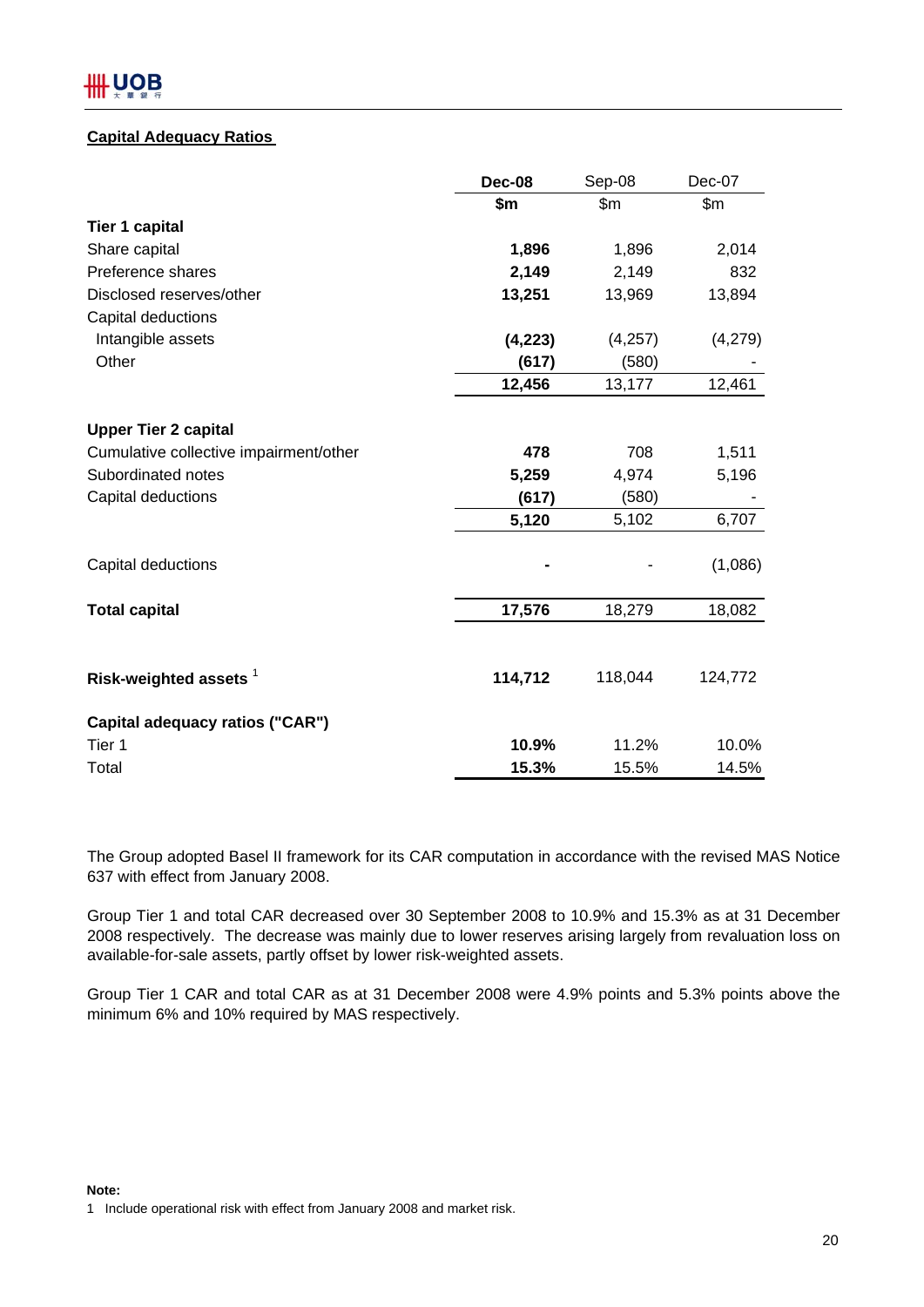## Capital Adequacy Ratios

| | Dec-08 | Sep-08 | Dec-07 |
|---|---|---|---|
| | $m | $m | $m |
| **Tier 1 capital** | | | |
| Share capital | **1,896** | 1,896 | 2,014 |
| Preference shares | **2,149** | 2,149 | 832 |
| Disclosed reserves/other | **13,251** | 13,969 | 13,894 |
| Capital deductions | | | |
| Intangible assets | **(4,223)** | (4,257) | (4,279) |
| Other | **(617)** | (580) | - |
| | **12,456** | 13,177 | 12,461 |
| **Upper Tier 2 capital** | | | |
| Cumulative collective impairment/other | **478** | 708 | 1,511 |
| Subordinated notes | **5,259** | 4,974 | 5,196 |
| Capital deductions | **(617)** | (580) | - |
| | **5,120** | 5,102 | 6,707 |
| Capital deductions | **-** | - | (1,086) |
| **Total capital** | **17,576** | 18,279 | 18,082 |
| **Risk-weighted assets** [1] | **114,712** | 118,044 | 124,772 |
| **Capital adequacy ratios ("CAR")** | | | |
| Tier 1 | **10.9%** | 11.2% | 10.0% |
| Total | **15.3%** | 15.5% | 14.5% |

The Group adopted Basel II framework for its CAR computation in accordance with the revised MAS Notice 637 with effect from January 2008.

Group Tier 1 and total CAR decreased over 30 September 2008 to 10.9% and 15.3% as at 31 December 2008 respectively. The decrease was mainly due to lower reserves arising largely from revaluation loss on available-for-sale assets, partly offset by lower risk-weighted assets.

Group Tier 1 CAR and total CAR as at 31 December 2008 were 4.9% points and 5.3% points above the minimum 6% and 10% required by MAS respectively.

**Note:**

1 Include operational risk with effect from January 2008 and market risk.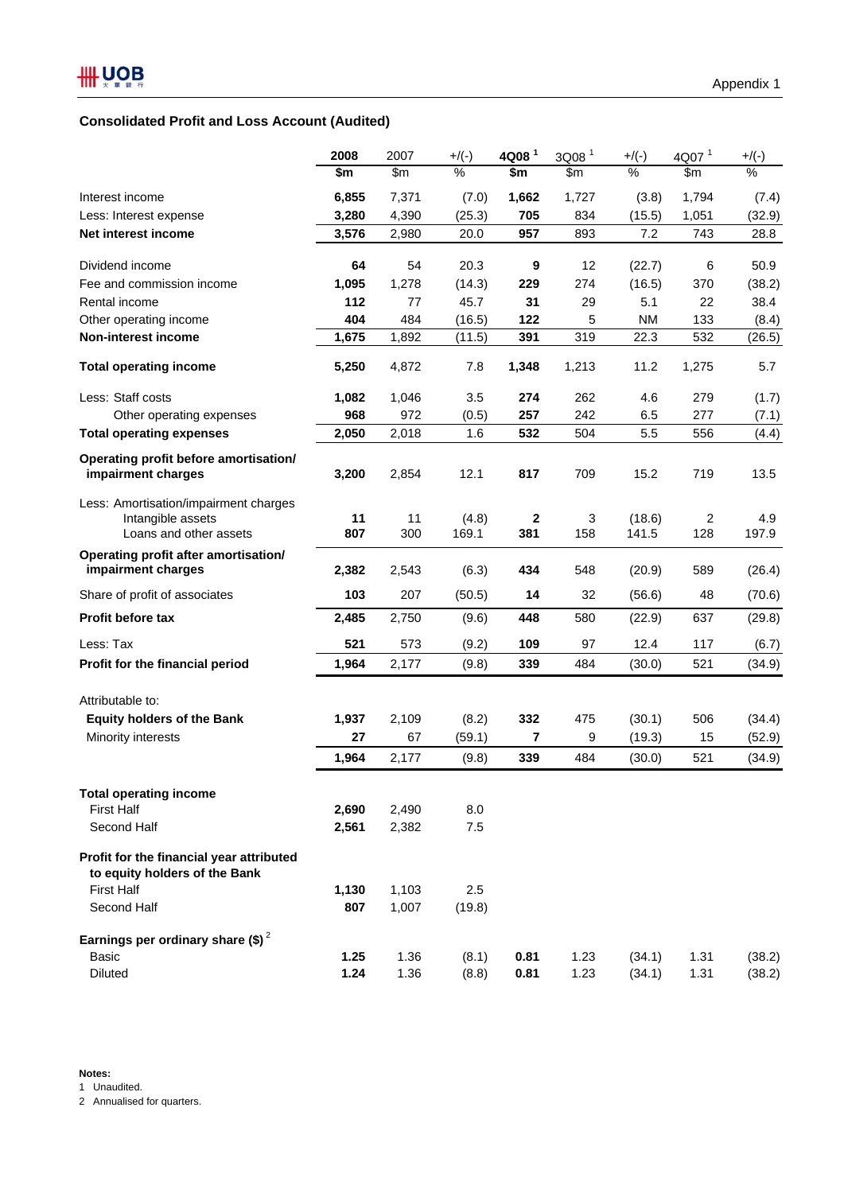Appendix 1

## Consolidated Profit and Loss Account (Audited)

| | 2008 | 2007 | +/(-) | 4Q08 [1] | 3Q08 [1] | +/(-) | 4Q07 [1] | +/(-) |
|---|---|---|---|---|---|---|---|---|
| | $m | $m | % | $m | $m | % | $m | % |
| Interest income | **6,855** | 7,371 | (7.0) | **1,662** | 1,727 | (3.8) | 1,794 | (7.4) |
| Less: Interest expense | **3,280** | 4,390 | (25.3) | **705** | 834 | (15.5) | 1,051 | (32.9) |
| **Net interest income** | **3,576** | 2,980 | 20.0 | **957** | 893 | 7.2 | 743 | 28.8 |
| Dividend income | **64** | 54 | 20.3 | **9** | 12 | (22.7) | 6 | 50.9 |
| Fee and commission income | **1,095** | 1,278 | (14.3) | **229** | 274 | (16.5) | 370 | (38.2) |
| Rental income | **112** | 77 | 45.7 | **31** | 29 | 5.1 | 22 | 38.4 |
| Other operating income | **404** | 484 | (16.5) | **122** | 5 | NM | 133 | (8.4) |
| **Non-interest income** | **1,675** | 1,892 | (11.5) | **391** | 319 | 22.3 | 532 | (26.5) |
| **Total operating income** | **5,250** | 4,872 | 7.8 | **1,348** | 1,213 | 11.2 | 1,275 | 5.7 |
| Less: Staff costs | **1,082** | 1,046 | 3.5 | **274** | 262 | 4.6 | 279 | (1.7) |
| Other operating expenses | **968** | 972 | (0.5) | **257** | 242 | 6.5 | 277 | (7.1) |
| **Total operating expenses** | **2,050** | 2,018 | 1.6 | **532** | 504 | 5.5 | 556 | (4.4) |
| **Operating profit before amortisation/ impairment charges** | **3,200** | 2,854 | 12.1 | **817** | 709 | 15.2 | 719 | 13.5 |
| Less: Amortisation/impairment charges | | | | | | | | |
| Intangible assets | **11** | 11 | (4.8) | **2** | 3 | (18.6) | 2 | 4.9 |
| Loans and other assets | **807** | 300 | 169.1 | **381** | 158 | 141.5 | 128 | 197.9 |
| **Operating profit after amortisation/ impairment charges** | **2,382** | 2,543 | (6.3) | **434** | 548 | (20.9) | 589 | (26.4) |
| Share of profit of associates | **103** | 207 | (50.5) | **14** | 32 | (56.6) | 48 | (70.6) |
| **Profit before tax** | **2,485** | 2,750 | (9.6) | **448** | 580 | (22.9) | 637 | (29.8) |
| Less: Tax | **521** | 573 | (9.2) | **109** | 97 | 12.4 | 117 | (6.7) |
| **Profit for the financial period** | **1,964** | 2,177 | (9.8) | **339** | 484 | (30.0) | 521 | (34.9) |
| Attributable to: | | | | | | | | |
| **Equity holders of the Bank** | **1,937** | 2,109 | (8.2) | **332** | 475 | (30.1) | 506 | (34.4) |
| Minority interests | **27** | 67 | (59.1) | **7** | 9 | (19.3) | 15 | (52.9) |
| | **1,964** | 2,177 | (9.8) | **339** | 484 | (30.0) | 521 | (34.9) |
| **Total operating income** | | | | | | | | |
| First Half | **2,690** | 2,490 | 8.0 | | | | | |
| Second Half | **2,561** | 2,382 | 7.5 | | | | | |
| **Profit for the financial year attributed to equity holders of the Bank** | | | | | | | | |
| First Half | **1,130** | 1,103 | 2.5 | | | | | |
| Second Half | **807** | 1,007 | (19.8) | | | | | |
| **Earnings per ordinary share ($)** [2] | | | | | | | | |
| Basic | **1.25** | 1.36 | (8.1) | **0.81** | 1.23 | (34.1) | 1.31 | (38.2) |
| Diluted | **1.24** | 1.36 | (8.8) | **0.81** | 1.23 | (34.1) | 1.31 | (38.2) |

**Notes:**

1 Unaudited.

2 Annualised for quarters.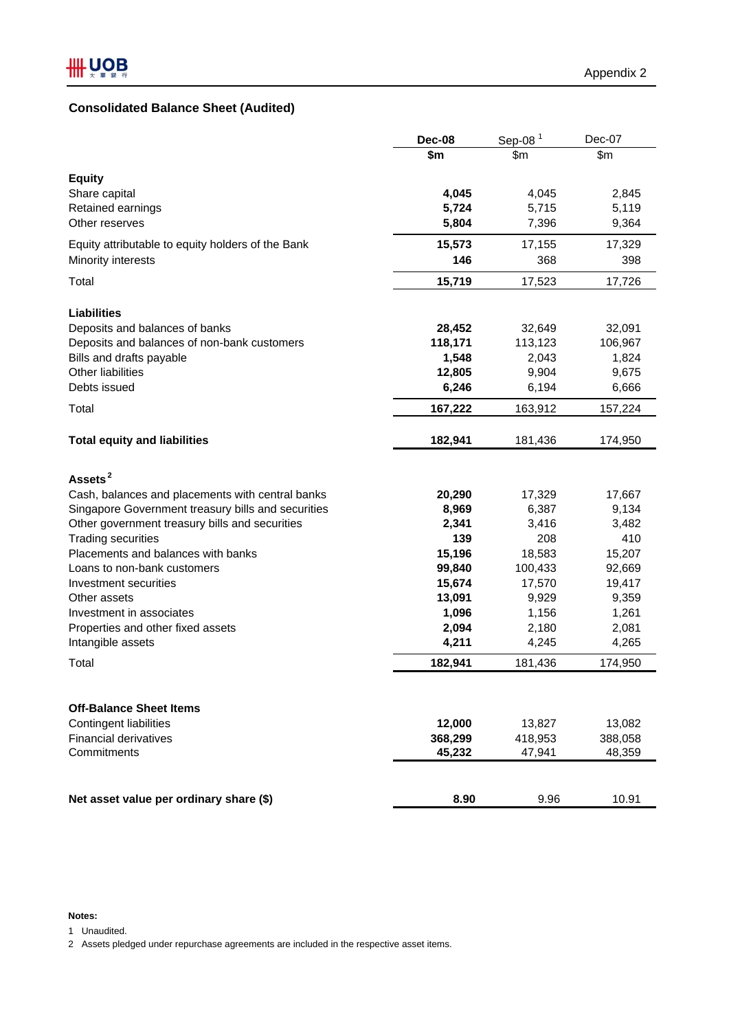Appendix 2

## Consolidated Balance Sheet (Audited)

| | **Dec-08** | Sep-08 [1] | Dec-07 |
|---|---|---|---|
| | **$m** | $m | $m |
| **Equity** | | | |
| Share capital | **4,045** | 4,045 | 2,845 |
| Retained earnings | **5,724** | 5,715 | 5,119 |
| Other reserves | **5,804** | 7,396 | 9,364 |
| Equity attributable to equity holders of the Bank | **15,573** | 17,155 | 17,329 |
| Minority interests | **146** | 368 | 398 |
| Total | **15,719** | 17,523 | 17,726 |
| **Liabilities** | | | |
| Deposits and balances of banks | **28,452** | 32,649 | 32,091 |
| Deposits and balances of non-bank customers | **118,171** | 113,123 | 106,967 |
| Bills and drafts payable | **1,548** | 2,043 | 1,824 |
| Other liabilities | **12,805** | 9,904 | 9,675 |
| Debts issued | **6,246** | 6,194 | 6,666 |
| Total | **167,222** | 163,912 | 157,224 |
| **Total equity and liabilities** | **182,941** | 181,436 | 174,950 |
| **Assets** [2] | | | |
| Cash, balances and placements with central banks | **20,290** | 17,329 | 17,667 |
| Singapore Government treasury bills and securities | **8,969** | 6,387 | 9,134 |
| Other government treasury bills and securities | **2,341** | 3,416 | 3,482 |
| Trading securities | **139** | 208 | 410 |
| Placements and balances with banks | **15,196** | 18,583 | 15,207 |
| Loans to non-bank customers | **99,840** | 100,433 | 92,669 |
| Investment securities | **15,674** | 17,570 | 19,417 |
| Other assets | **13,091** | 9,929 | 9,359 |
| Investment in associates | **1,096** | 1,156 | 1,261 |
| Properties and other fixed assets | **2,094** | 2,180 | 2,081 |
| Intangible assets | **4,211** | 4,245 | 4,265 |
| Total | **182,941** | 181,436 | 174,950 |
| **Off-Balance Sheet Items** | | | |
| Contingent liabilities | **12,000** | 13,827 | 13,082 |
| Financial derivatives | **368,299** | 418,953 | 388,058 |
| Commitments | **45,232** | 47,941 | 48,359 |
| **Net asset value per ordinary share ($)** | **8.90** | 9.96 | 10.91 |

**Notes:**

1 Unaudited.

2 Assets pledged under repurchase agreements are included in the respective asset items.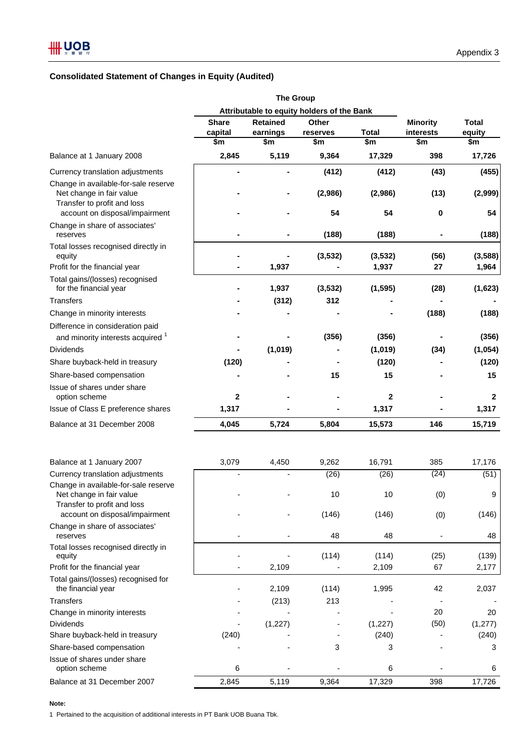Appendix 3

## Consolidated Statement of Changes in Equity (Audited)

| | The Group | | | | | |
|---|---|---|---|---|---|---|
| | Attributable to equity holders of the Bank | | | | | |
| | Share capital | Retained earnings | Other reserves | Total | Minority interests | Total equity |
| | $m | $m | $m | $m | $m | $m |
| **Balance at 1 January 2008** | **2,845** | **5,119** | **9,364** | **17,329** | **398** | **17,726** |
| Currency translation adjustments | **-** | **-** | **(412)** | **(412)** | **(43)** | **(455)** |
| Change in available-for-sale reserve | | | | | | |
| Net change in fair value | **-** | **-** | **(2,986)** | **(2,986)** | **(13)** | **(2,999)** |
| Transfer to profit and loss account on disposal/impairment | **-** | **-** | **54** | **54** | **0** | **54** |
| Change in share of associates' reserves | **-** | **-** | **(188)** | **(188)** | **-** | **(188)** |
| Total losses recognised directly in equity | **-** | **-** | **(3,532)** | **(3,532)** | **(56)** | **(3,588)** |
| Profit for the financial year | **-** | **1,937** | **-** | **1,937** | **27** | **1,964** |
| Total gains/(losses) recognised for the financial year | **-** | **1,937** | **(3,532)** | **(1,595)** | **(28)** | **(1,623)** |
| Transfers | **-** | **(312)** | **312** | **-** | **-** | **-** |
| Change in minority interests | **-** | **-** | **-** | **-** | **(188)** | **(188)** |
| Difference in consideration paid and minority interests acquired [1] | **-** | **-** | **(356)** | **(356)** | **-** | **(356)** |
| Dividends | **-** | **(1,019)** | **-** | **(1,019)** | **(34)** | **(1,054)** |
| Share buyback-held in treasury | **(120)** | **-** | **-** | **(120)** | **-** | **(120)** |
| Share-based compensation | **-** | **-** | **15** | **15** | **-** | **15** |
| Issue of shares under share option scheme | **2** | **-** | **-** | **2** | **-** | **2** |
| Issue of Class E preference shares | **1,317** | **-** | **-** | **1,317** | **-** | **1,317** |
| **Balance at 31 December 2008** | **4,045** | **5,724** | **5,804** | **15,573** | **146** | **15,719** |
| | | | | | | |
| Balance at 1 January 2007 | 3,079 | 4,450 | 9,262 | 16,791 | 385 | 17,176 |
| Currency translation adjustments | - | - | (26) | (26) | (24) | (51) |
| Change in available-for-sale reserve | | | | | | |
| Net change in fair value | - | - | 10 | 10 | (0) | 9 |
| Transfer to profit and loss account on disposal/impairment | - | - | (146) | (146) | (0) | (146) |
| Change in share of associates' reserves | - | - | 48 | 48 | - | 48 |
| Total losses recognised directly in equity | - | - | (114) | (114) | (25) | (139) |
| Profit for the financial year | - | 2,109 | - | 2,109 | 67 | 2,177 |
| Total gains/(losses) recognised for the financial year | - | 2,109 | (114) | 1,995 | 42 | 2,037 |
| Transfers | - | (213) | 213 | - | - | - |
| Change in minority interests | - | - | - | - | 20 | 20 |
| Dividends | - | (1,227) | - | (1,227) | (50) | (1,277) |
| Share buyback-held in treasury | (240) | - | - | (240) | - | (240) |
| Share-based compensation | - | - | 3 | 3 | - | 3 |
| Issue of shares under share option scheme | 6 | - | - | 6 | - | 6 |
| Balance at 31 December 2007 | 2,845 | 5,119 | 9,364 | 17,329 | 398 | 17,726 |

**Note:**

1 Pertained to the acquisition of additional interests in PT Bank UOB Buana Tbk.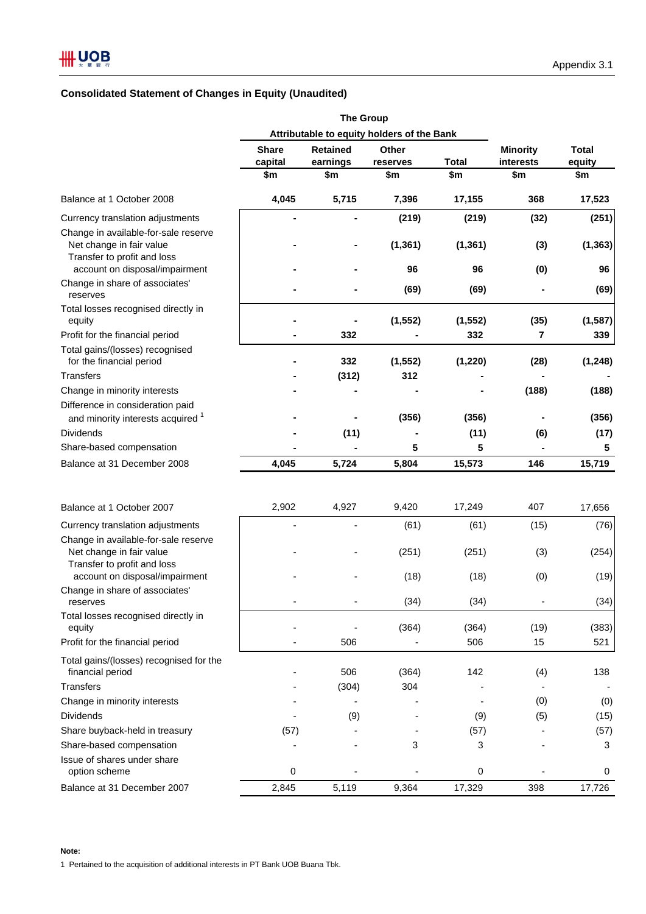Appendix 3.1

## Consolidated Statement of Changes in Equity (Unaudited)

| | The Group | | | | | |
|---|---|---|---|---|---|---|
| | Attributable to equity holders of the Bank | | | | | |
| | Share capital | Retained earnings | Other reserves | Total | Minority interests | Total equity |
| | $m | $m | $m | $m | $m | $m |
| **Balance at 1 October 2008** | **4,045** | **5,715** | **7,396** | **17,155** | **368** | **17,523** |
| Currency translation adjustments | **-** | **-** | **(219)** | **(219)** | **(32)** | **(251)** |
| Change in available-for-sale reserve | | | | | | |
| Net change in fair value | **-** | **-** | **(1,361)** | **(1,361)** | **(3)** | **(1,363)** |
| Transfer to profit and loss account on disposal/impairment | **-** | **-** | **96** | **96** | **(0)** | **96** |
| Change in share of associates' reserves | **-** | **-** | **(69)** | **(69)** | **-** | **(69)** |
| Total losses recognised directly in equity | **-** | **-** | **(1,552)** | **(1,552)** | **(35)** | **(1,587)** |
| Profit for the financial period | **-** | **332** | **-** | **332** | **7** | **339** |
| Total gains/(losses) recognised for the financial period | **-** | **332** | **(1,552)** | **(1,220)** | **(28)** | **(1,248)** |
| Transfers | **-** | **(312)** | **312** | **-** | **-** | **-** |
| Change in minority interests | **-** | **-** | **-** | **-** | **(188)** | **(188)** |
| Difference in consideration paid and minority interests acquired [1] | **-** | **-** | **(356)** | **(356)** | **-** | **(356)** |
| Dividends | **-** | **(11)** | **-** | **(11)** | **(6)** | **(17)** |
| Share-based compensation | **-** | **-** | **5** | **5** | **-** | **5** |
| **Balance at 31 December 2008** | **4,045** | **5,724** | **5,804** | **15,573** | **146** | **15,719** |
| | | | | | | |
| Balance at 1 October 2007 | 2,902 | 4,927 | 9,420 | 17,249 | 407 | 17,656 |
| Currency translation adjustments | - | - | (61) | (61) | (15) | (76) |
| Change in available-for-sale reserve | | | | | | |
| Net change in fair value | - | - | (251) | (251) | (3) | (254) |
| Transfer to profit and loss account on disposal/impairment | - | - | (18) | (18) | (0) | (19) |
| Change in share of associates' reserves | - | - | (34) | (34) | - | (34) |
| Total losses recognised directly in equity | - | - | (364) | (364) | (19) | (383) |
| Profit for the financial period | - | 506 | - | 506 | 15 | 521 |
| Total gains/(losses) recognised for the financial period | - | 506 | (364) | 142 | (4) | 138 |
| Transfers | - | (304) | 304 | - | - | - |
| Change in minority interests | - | - | - | - | (0) | (0) |
| Dividends | - | (9) | - | (9) | (5) | (15) |
| Share buyback-held in treasury | (57) | - | - | (57) | - | (57) |
| Share-based compensation | - | - | 3 | 3 | - | 3 |
| Issue of shares under share option scheme | 0 | - | - | 0 | - | 0 |
| Balance at 31 December 2007 | 2,845 | 5,119 | 9,364 | 17,329 | 398 | 17,726 |

**Note:**

1 Pertained to the acquisition of additional interests in PT Bank UOB Buana Tbk.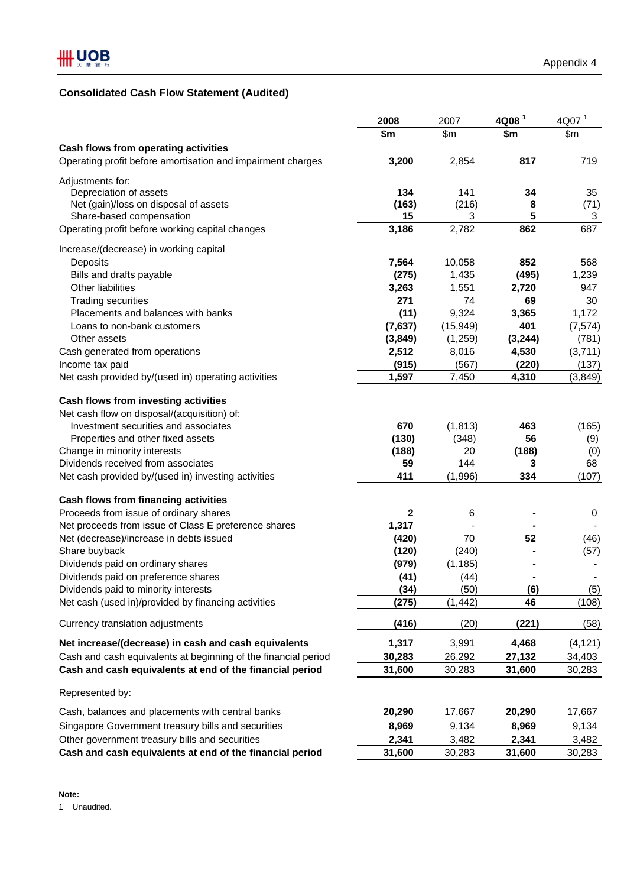Appendix 4

## Consolidated Cash Flow Statement (Audited)

| | 2008 | 2007 | 4Q08 [1] | 4Q07 [1] |
|---|---|---|---|---|
| | $m | $m | $m | $m |
| **Cash flows from operating activities** | | | | |
| Operating profit before amortisation and impairment charges | 3,200 | 2,854 | 817 | 719 |
| Adjustments for: | | | | |
| Depreciation of assets | 134 | 141 | 34 | 35 |
| Net (gain)/loss on disposal of assets | (163) | (216) | 8 | (71) |
| Share-based compensation | 15 | 3 | 5 | 3 |
| Operating profit before working capital changes | 3,186 | 2,782 | 862 | 687 |
| Increase/(decrease) in working capital | | | | |
| Deposits | 7,564 | 10,058 | 852 | 568 |
| Bills and drafts payable | (275) | 1,435 | (495) | 1,239 |
| Other liabilities | 3,263 | 1,551 | 2,720 | 947 |
| Trading securities | 271 | 74 | 69 | 30 |
| Placements and balances with banks | (11) | 9,324 | 3,365 | 1,172 |
| Loans to non-bank customers | (7,637) | (15,949) | 401 | (7,574) |
| Other assets | (3,849) | (1,259) | (3,244) | (781) |
| Cash generated from operations | 2,512 | 8,016 | 4,530 | (3,711) |
| Income tax paid | (915) | (567) | (220) | (137) |
| Net cash provided by/(used in) operating activities | 1,597 | 7,450 | 4,310 | (3,849) |
| **Cash flows from investing activities** | | | | |
| Net cash flow on disposal/(acquisition) of: | | | | |
| Investment securities and associates | 670 | (1,813) | 463 | (165) |
| Properties and other fixed assets | (130) | (348) | 56 | (9) |
| Change in minority interests | (188) | 20 | (188) | (0) |
| Dividends received from associates | 59 | 144 | 3 | 68 |
| Net cash provided by/(used in) investing activities | 411 | (1,996) | 334 | (107) |
| **Cash flows from financing activities** | | | | |
| Proceeds from issue of ordinary shares | 2 | 6 | - | 0 |
| Net proceeds from issue of Class E preference shares | 1,317 | - | - | - |
| Net (decrease)/increase in debts issued | (420) | 70 | 52 | (46) |
| Share buyback | (120) | (240) | - | (57) |
| Dividends paid on ordinary shares | (979) | (1,185) | - | - |
| Dividends paid on preference shares | (41) | (44) | - | - |
| Dividends paid to minority interests | (34) | (50) | (6) | (5) |
| Net cash (used in)/provided by financing activities | (275) | (1,442) | 46 | (108) |
| Currency translation adjustments | (416) | (20) | (221) | (58) |
| **Net increase/(decrease) in cash and cash equivalents** | 1,317 | 3,991 | 4,468 | (4,121) |
| Cash and cash equivalents at beginning of the financial period | 30,283 | 26,292 | 27,132 | 34,403 |
| **Cash and cash equivalents at end of the financial period** | 31,600 | 30,283 | 31,600 | 30,283 |
| Represented by: | | | | |
| Cash, balances and placements with central banks | 20,290 | 17,667 | 20,290 | 17,667 |
| Singapore Government treasury bills and securities | 8,969 | 9,134 | 8,969 | 9,134 |
| Other government treasury bills and securities | 2,341 | 3,482 | 2,341 | 3,482 |
| **Cash and cash equivalents at end of the financial period** | 31,600 | 30,283 | 31,600 | 30,283 |

**Note:**

1 Unaudited.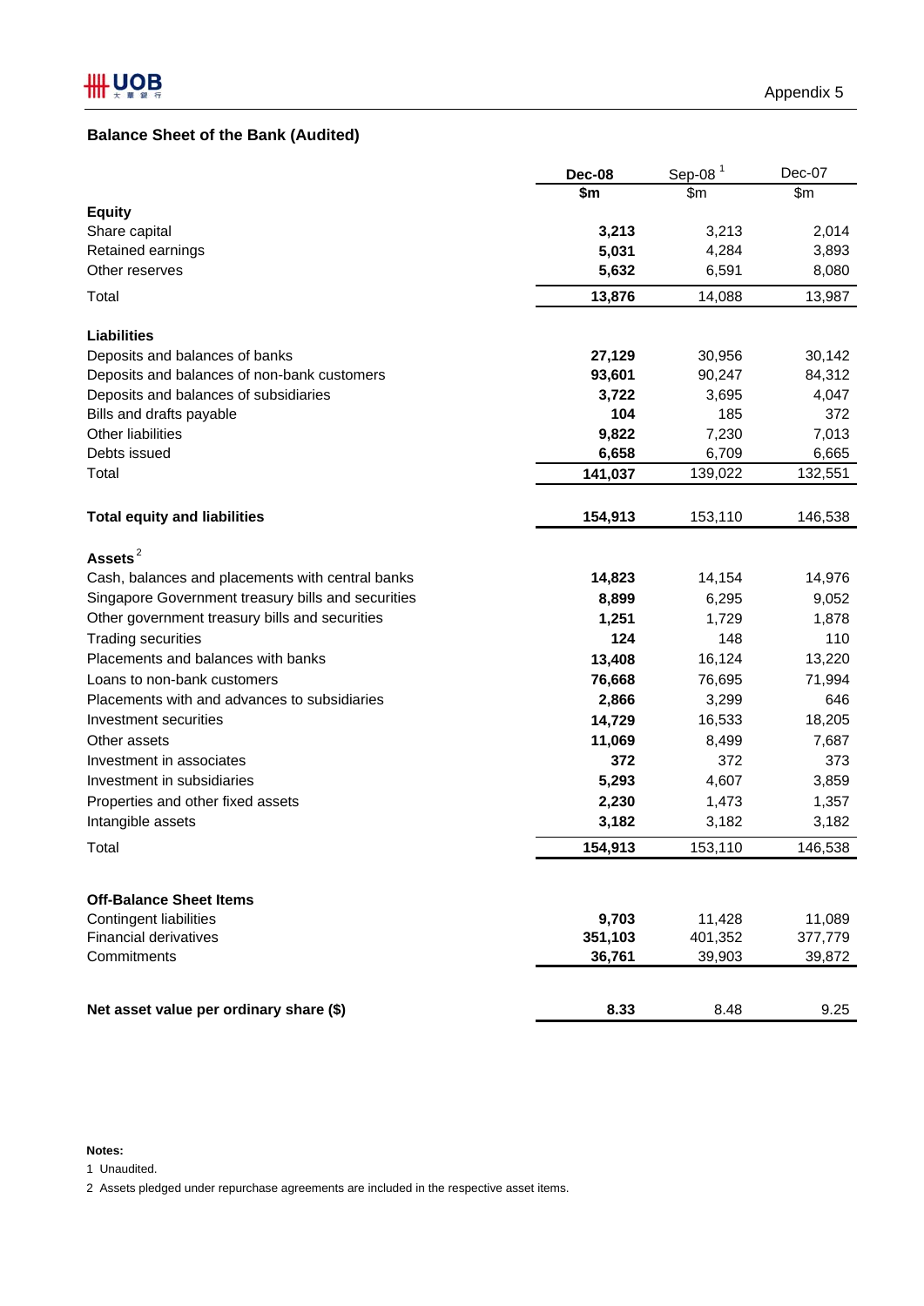Appendix 5

## Balance Sheet of the Bank (Audited)

| | Dec-08 | Sep-08 [1] | Dec-07 |
|---|---|---|---|
| | $m | $m | $m |
| **Equity** | | | |
| Share capital | **3,213** | 3,213 | 2,014 |
| Retained earnings | **5,031** | 4,284 | 3,893 |
| Other reserves | **5,632** | 6,591 | 8,080 |
| Total | **13,876** | 14,088 | 13,987 |
| **Liabilities** | | | |
| Deposits and balances of banks | **27,129** | 30,956 | 30,142 |
| Deposits and balances of non-bank customers | **93,601** | 90,247 | 84,312 |
| Deposits and balances of subsidiaries | **3,722** | 3,695 | 4,047 |
| Bills and drafts payable | **104** | 185 | 372 |
| Other liabilities | **9,822** | 7,230 | 7,013 |
| Debts issued | **6,658** | 6,709 | 6,665 |
| Total | **141,037** | 139,022 | 132,551 |
| **Total equity and liabilities** | **154,913** | 153,110 | 146,538 |
| **Assets** [2] | | | |
| Cash, balances and placements with central banks | **14,823** | 14,154 | 14,976 |
| Singapore Government treasury bills and securities | **8,899** | 6,295 | 9,052 |
| Other government treasury bills and securities | **1,251** | 1,729 | 1,878 |
| Trading securities | **124** | 148 | 110 |
| Placements and balances with banks | **13,408** | 16,124 | 13,220 |
| Loans to non-bank customers | **76,668** | 76,695 | 71,994 |
| Placements with and advances to subsidiaries | **2,866** | 3,299 | 646 |
| Investment securities | **14,729** | 16,533 | 18,205 |
| Other assets | **11,069** | 8,499 | 7,687 |
| Investment in associates | **372** | 372 | 373 |
| Investment in subsidiaries | **5,293** | 4,607 | 3,859 |
| Properties and other fixed assets | **2,230** | 1,473 | 1,357 |
| Intangible assets | **3,182** | 3,182 | 3,182 |
| Total | **154,913** | 153,110 | 146,538 |
| **Off-Balance Sheet Items** | | | |
| Contingent liabilities | **9,703** | 11,428 | 11,089 |
| Financial derivatives | **351,103** | 401,352 | 377,779 |
| Commitments | **36,761** | 39,903 | 39,872 |
| **Net asset value per ordinary share ($)** | **8.33** | 8.48 | 9.25 |

**Notes:**

1 Unaudited.

2 Assets pledged under repurchase agreements are included in the respective asset items.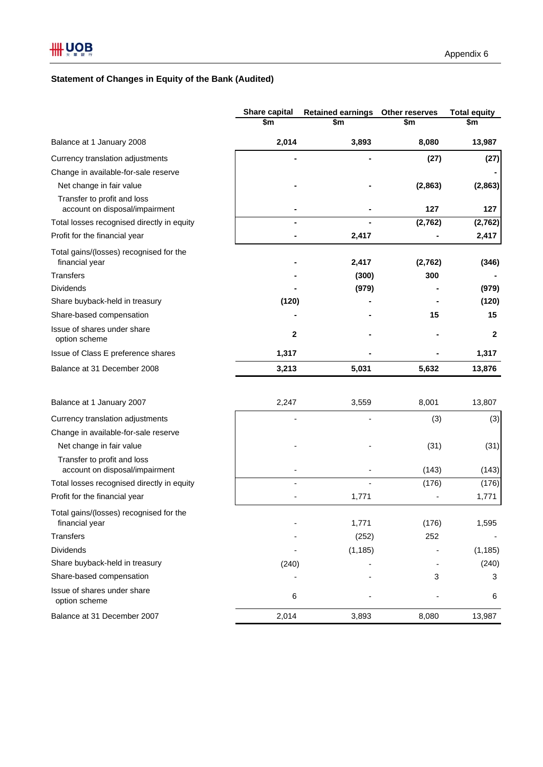Appendix 6

## Statement of Changes in Equity of the Bank (Audited)

| | Share capital<br>$m | Retained earnings<br>$m | Other reserves<br>$m | Total equity<br>$m |
|---|---|---|---|---|
| Balance at 1 January 2008 | **2,014** | **3,893** | **8,080** | **13,987** |
| Currency translation adjustments | **-** | **-** | **(27)** | **(27)** |
| Change in available-for-sale reserve | | | | **-** |
| Net change in fair value | **-** | **-** | **(2,863)** | **(2,863)** |
| Transfer to profit and loss account on disposal/impairment | **-** | **-** | **127** | **127** |
| Total losses recognised directly in equity | **-** | **-** | **(2,762)** | **(2,762)** |
| Profit for the financial year | **-** | **2,417** | **-** | **2,417** |
| Total gains/(losses) recognised for the financial year | **-** | **2,417** | **(2,762)** | **(346)** |
| Transfers | **-** | **(300)** | **300** | **-** |
| Dividends | **-** | **(979)** | **-** | **(979)** |
| Share buyback-held in treasury | **(120)** | **-** | **-** | **(120)** |
| Share-based compensation | **-** | **-** | **15** | **15** |
| Issue of shares under share option scheme | **2** | **-** | **-** | **2** |
| Issue of Class E preference shares | **1,317** | **-** | **-** | **1,317** |
| Balance at 31 December 2008 | **3,213** | **5,031** | **5,632** | **13,876** |
| | | | | |
| Balance at 1 January 2007 | 2,247 | 3,559 | 8,001 | 13,807 |
| Currency translation adjustments | - | - | (3) | (3) |
| Change in available-for-sale reserve | | | | |
| Net change in fair value | - | - | (31) | (31) |
| Transfer to profit and loss account on disposal/impairment | - | - | (143) | (143) |
| Total losses recognised directly in equity | - | - | (176) | (176) |
| Profit for the financial year | - | 1,771 | - | 1,771 |
| Total gains/(losses) recognised for the financial year | - | 1,771 | (176) | 1,595 |
| Transfers | - | (252) | 252 | - |
| Dividends | - | (1,185) | - | (1,185) |
| Share buyback-held in treasury | (240) | - | - | (240) |
| Share-based compensation | - | - | 3 | 3 |
| Issue of shares under share option scheme | 6 | - | - | 6 |
| Balance at 31 December 2007 | 2,014 | 3,893 | 8,080 | 13,987 |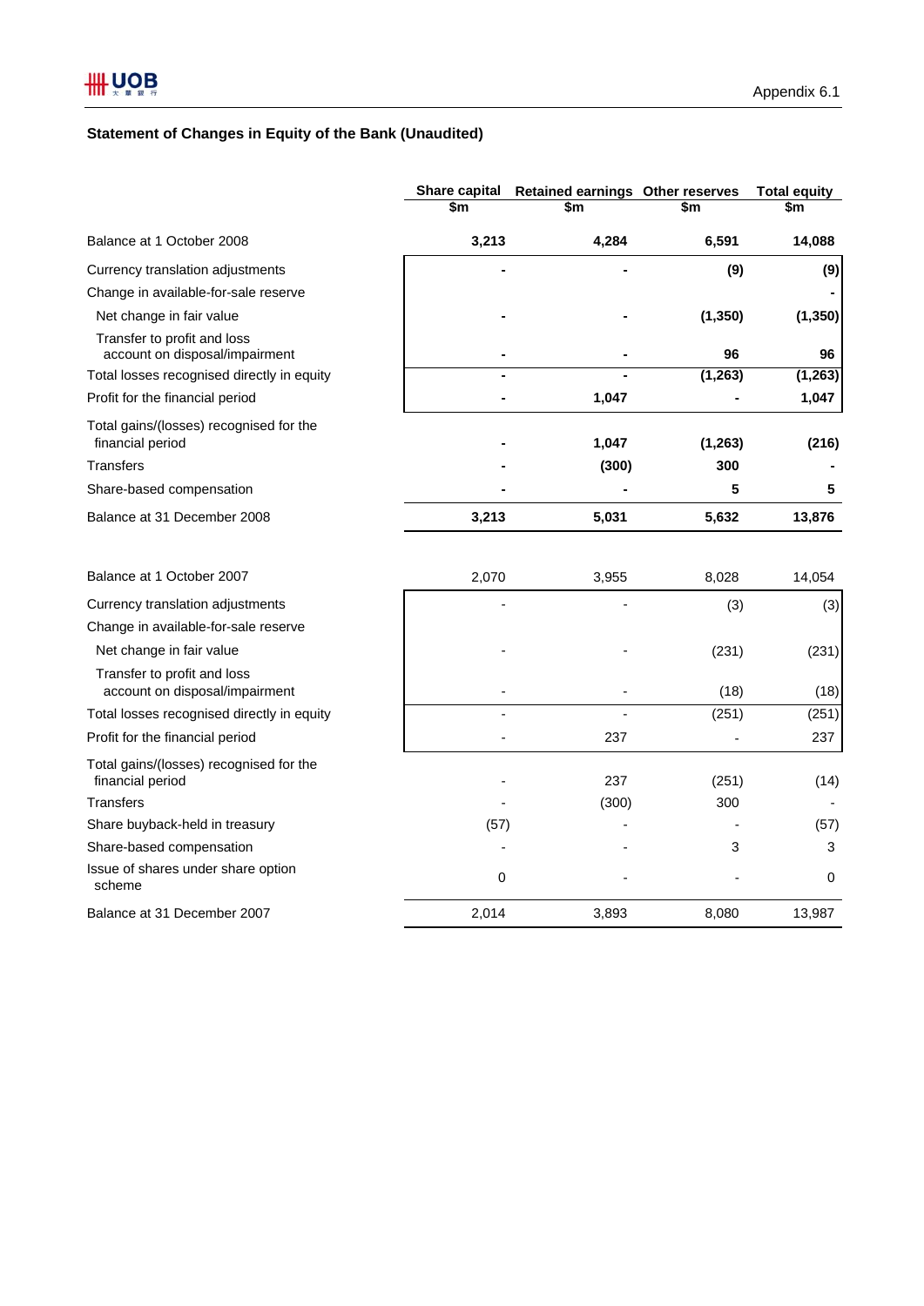Appendix 6.1

## Statement of Changes in Equity of the Bank (Unaudited)

| | Share capital<br>$m | Retained earnings<br>$m | Other reserves<br>$m | Total equity<br>$m |
|---|---|---|---|---|
| **Balance at 1 October 2008** | **3,213** | **4,284** | **6,591** | **14,088** |
| Currency translation adjustments | **-** | **-** | **(9)** | **(9)** |
| Change in available-for-sale reserve | | | | **-** |
| Net change in fair value | **-** | **-** | **(1,350)** | **(1,350)** |
| Transfer to profit and loss account on disposal/impairment | **-** | **-** | **96** | **96** |
| Total losses recognised directly in equity | **-** | **-** | **(1,263)** | **(1,263)** |
| Profit for the financial period | **-** | **1,047** | **-** | **1,047** |
| Total gains/(losses) recognised for the financial period | **-** | **1,047** | **(1,263)** | **(216)** |
| Transfers | **-** | **(300)** | **300** | **-** |
| Share-based compensation | **-** | **-** | **5** | **5** |
| **Balance at 31 December 2008** | **3,213** | **5,031** | **5,632** | **13,876** |
| | | | | |
| Balance at 1 October 2007 | 2,070 | 3,955 | 8,028 | 14,054 |
| Currency translation adjustments | - | - | (3) | (3) |
| Change in available-for-sale reserve | | | | |
| Net change in fair value | - | - | (231) | (231) |
| Transfer to profit and loss account on disposal/impairment | - | - | (18) | (18) |
| Total losses recognised directly in equity | - | - | (251) | (251) |
| Profit for the financial period | - | 237 | - | 237 |
| Total gains/(losses) recognised for the financial period | - | 237 | (251) | (14) |
| Transfers | - | (300) | 300 | - |
| Share buyback-held in treasury | (57) | - | - | (57) |
| Share-based compensation | - | - | 3 | 3 |
| Issue of shares under share option scheme | 0 | - | - | 0 |
| Balance at 31 December 2007 | 2,014 | 3,893 | 8,080 | 13,987 |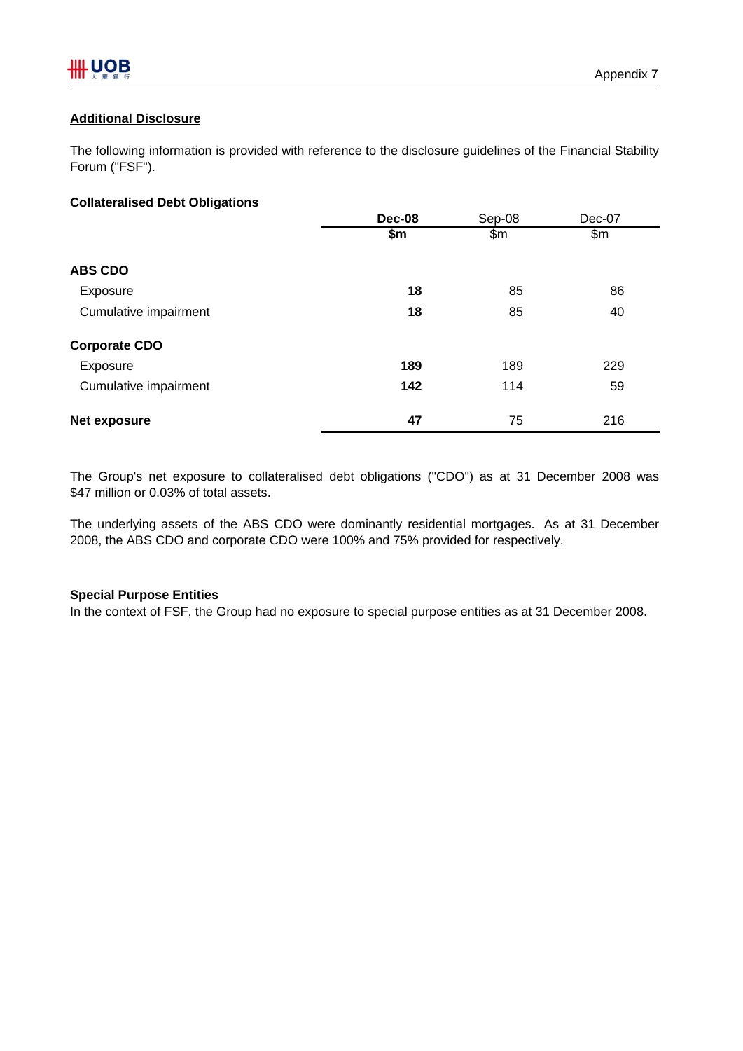## Additional Disclosure

The following information is provided with reference to the disclosure guidelines of the Financial Stability Forum ("FSF").

### Collateralised Debt Obligations

| | **Dec-08** | Sep-08 | Dec-07 |
|---|---|---|---|
| | **$m** | $m | $m |
| **ABS CDO** | | | |
| Exposure | **18** | 85 | 86 |
| Cumulative impairment | **18** | 85 | 40 |
| **Corporate CDO** | | | |
| Exposure | **189** | 189 | 229 |
| Cumulative impairment | **142** | 114 | 59 |
| **Net exposure** | **47** | 75 | 216 |

The Group's net exposure to collateralised debt obligations ("CDO") as at 31 December 2008 was $47 million or 0.03% of total assets.

The underlying assets of the ABS CDO were dominantly residential mortgages. As at 31 December 2008, the ABS CDO and corporate CDO were 100% and 75% provided for respectively.

### Special Purpose Entities

In the context of FSF, the Group had no exposure to special purpose entities as at 31 December 2008.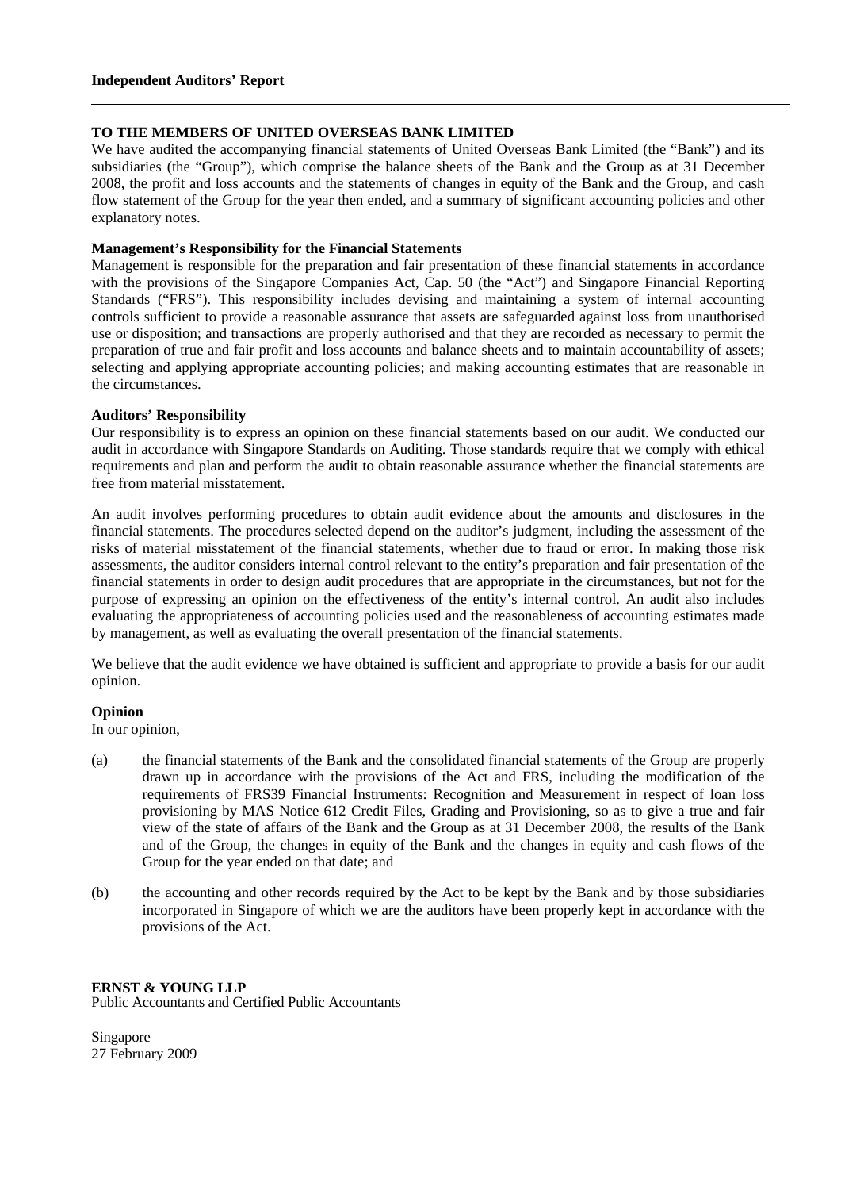# Independent Auditors' Report

## TO THE MEMBERS OF UNITED OVERSEAS BANK LIMITED

We have audited the accompanying financial statements of United Overseas Bank Limited (the "Bank") and its subsidiaries (the "Group"), which comprise the balance sheets of the Bank and the Group as at 31 December 2008, the profit and loss accounts and the statements of changes in equity of the Bank and the Group, and cash flow statement of the Group for the year then ended, and a summary of significant accounting policies and other explanatory notes.

### Management's Responsibility for the Financial Statements

Management is responsible for the preparation and fair presentation of these financial statements in accordance with the provisions of the Singapore Companies Act, Cap. 50 (the "Act") and Singapore Financial Reporting Standards ("FRS"). This responsibility includes devising and maintaining a system of internal accounting controls sufficient to provide a reasonable assurance that assets are safeguarded against loss from unauthorised use or disposition; and transactions are properly authorised and that they are recorded as necessary to permit the preparation of true and fair profit and loss accounts and balance sheets and to maintain accountability of assets; selecting and applying appropriate accounting policies; and making accounting estimates that are reasonable in the circumstances.

### Auditors' Responsibility

Our responsibility is to express an opinion on these financial statements based on our audit. We conducted our audit in accordance with Singapore Standards on Auditing. Those standards require that we comply with ethical requirements and plan and perform the audit to obtain reasonable assurance whether the financial statements are free from material misstatement.

An audit involves performing procedures to obtain audit evidence about the amounts and disclosures in the financial statements. The procedures selected depend on the auditor's judgment, including the assessment of the risks of material misstatement of the financial statements, whether due to fraud or error. In making those risk assessments, the auditor considers internal control relevant to the entity's preparation and fair presentation of the financial statements in order to design audit procedures that are appropriate in the circumstances, but not for the purpose of expressing an opinion on the effectiveness of the entity's internal control. An audit also includes evaluating the appropriateness of accounting policies used and the reasonableness of accounting estimates made by management, as well as evaluating the overall presentation of the financial statements.

We believe that the audit evidence we have obtained is sufficient and appropriate to provide a basis for our audit opinion.

### Opinion

In our opinion,

(a) the financial statements of the Bank and the consolidated financial statements of the Group are properly drawn up in accordance with the provisions of the Act and FRS, including the modification of the requirements of FRS39 Financial Instruments: Recognition and Measurement in respect of loan loss provisioning by MAS Notice 612 Credit Files, Grading and Provisioning, so as to give a true and fair view of the state of affairs of the Bank and the Group as at 31 December 2008, the results of the Bank and of the Group, the changes in equity of the Bank and the changes in equity and cash flows of the Group for the year ended on that date; and

(b) the accounting and other records required by the Act to be kept by the Bank and by those subsidiaries incorporated in Singapore of which we are the auditors have been properly kept in accordance with the provisions of the Act.

**ERNST & YOUNG LLP**
Public Accountants and Certified Public Accountants

Singapore
27 February 2009